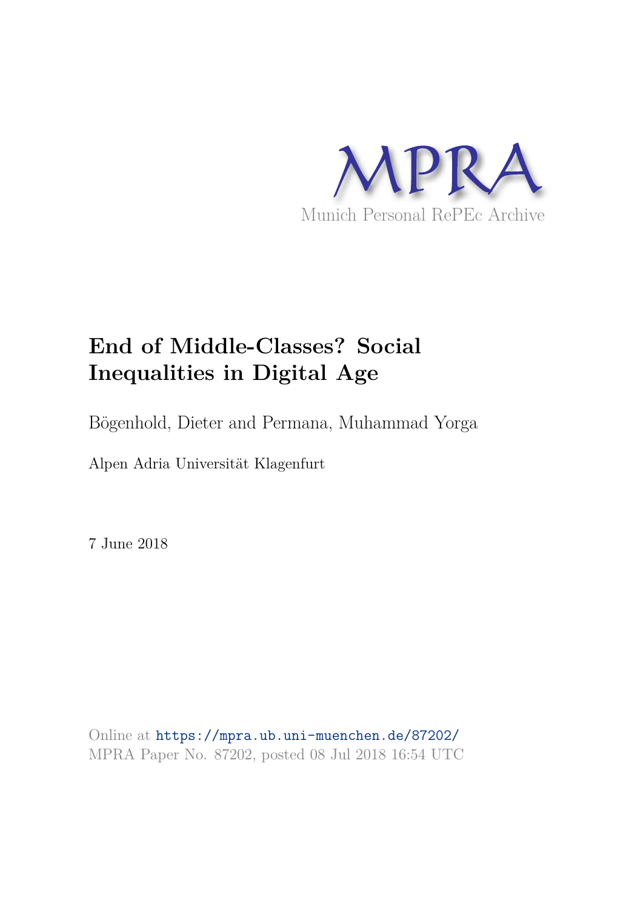MPRA

Munich Personal RePEc Archive

# End of Middle-Classes? Social Inequalities in Digital Age

Bögenhold, Dieter and Permana, Muhammad Yorga

Alpen Adria Universität Klagenfurt

7 June 2018

Online at https://mpra.ub.uni-muenchen.de/87202/
MPRA Paper No. 87202, posted 08 Jul 2018 16:54 UTC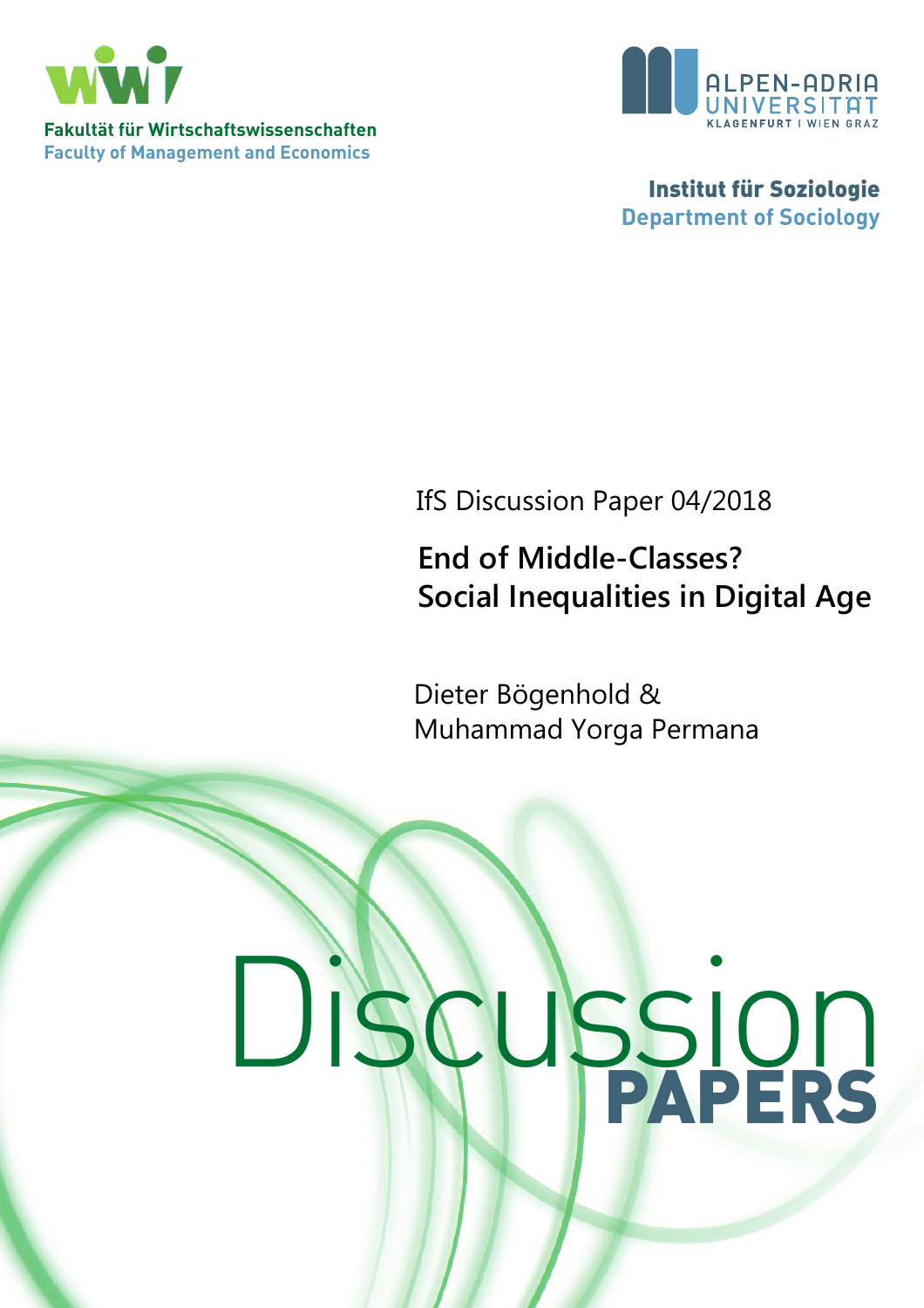Fakultät für Wirtschaftswissenschaften
Faculty of Management and Economics

Institut für Soziologie
Department of Sociology

IfS Discussion Paper 04/2018

# End of Middle-Classes? Social Inequalities in Digital Age

Dieter Bögenhold &
Muhammad Yorga Permana

Discussion PAPERS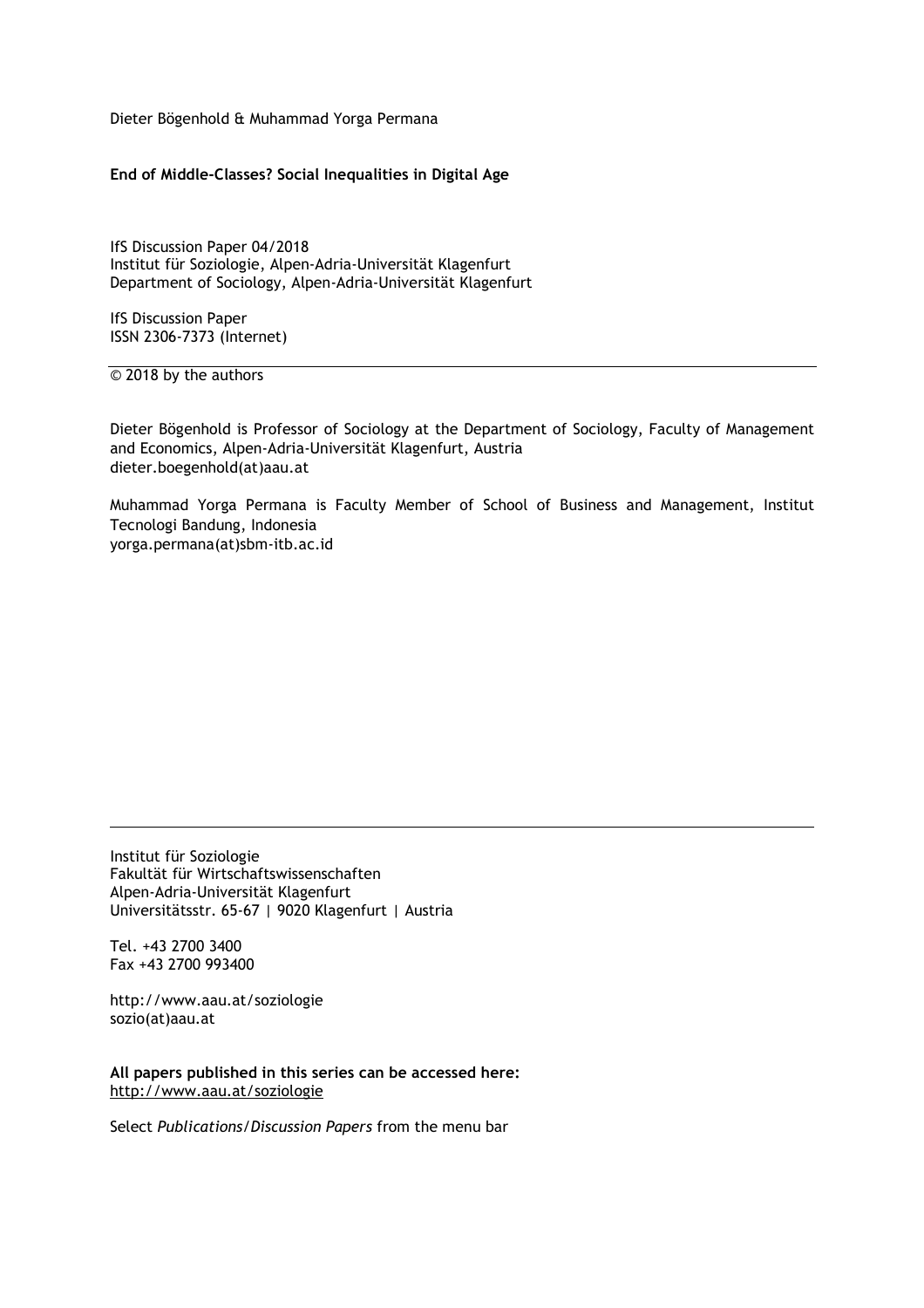Dieter Bögenhold & Muhammad Yorga Permana

**End of Middle-Classes? Social Inequalities in Digital Age**

IfS Discussion Paper 04/2018
Institut für Soziologie, Alpen-Adria-Universität Klagenfurt
Department of Sociology, Alpen-Adria-Universität Klagenfurt

IfS Discussion Paper
ISSN 2306-7373 (Internet)

---

© 2018 by the authors

Dieter Bögenhold is Professor of Sociology at the Department of Sociology, Faculty of Management and Economics, Alpen-Adria-Universität Klagenfurt, Austria
dieter.boegenhold(at)aau.at

Muhammad Yorga Permana is Faculty Member of School of Business and Management, Institut Tecnologi Bandung, Indonesia
yorga.permana(at)sbm-itb.ac.id

---

Institut für Soziologie
Fakultät für Wirtschaftswissenschaften
Alpen-Adria-Universität Klagenfurt
Universitätsstr. 65-67 | 9020 Klagenfurt | Austria

Tel. +43 2700 3400
Fax +43 2700 993400

http://www.aau.at/soziologie
sozio(at)aau.at

**All papers published in this series can be accessed here:**
http://www.aau.at/soziologie

Select *Publications/Discussion Papers* from the menu bar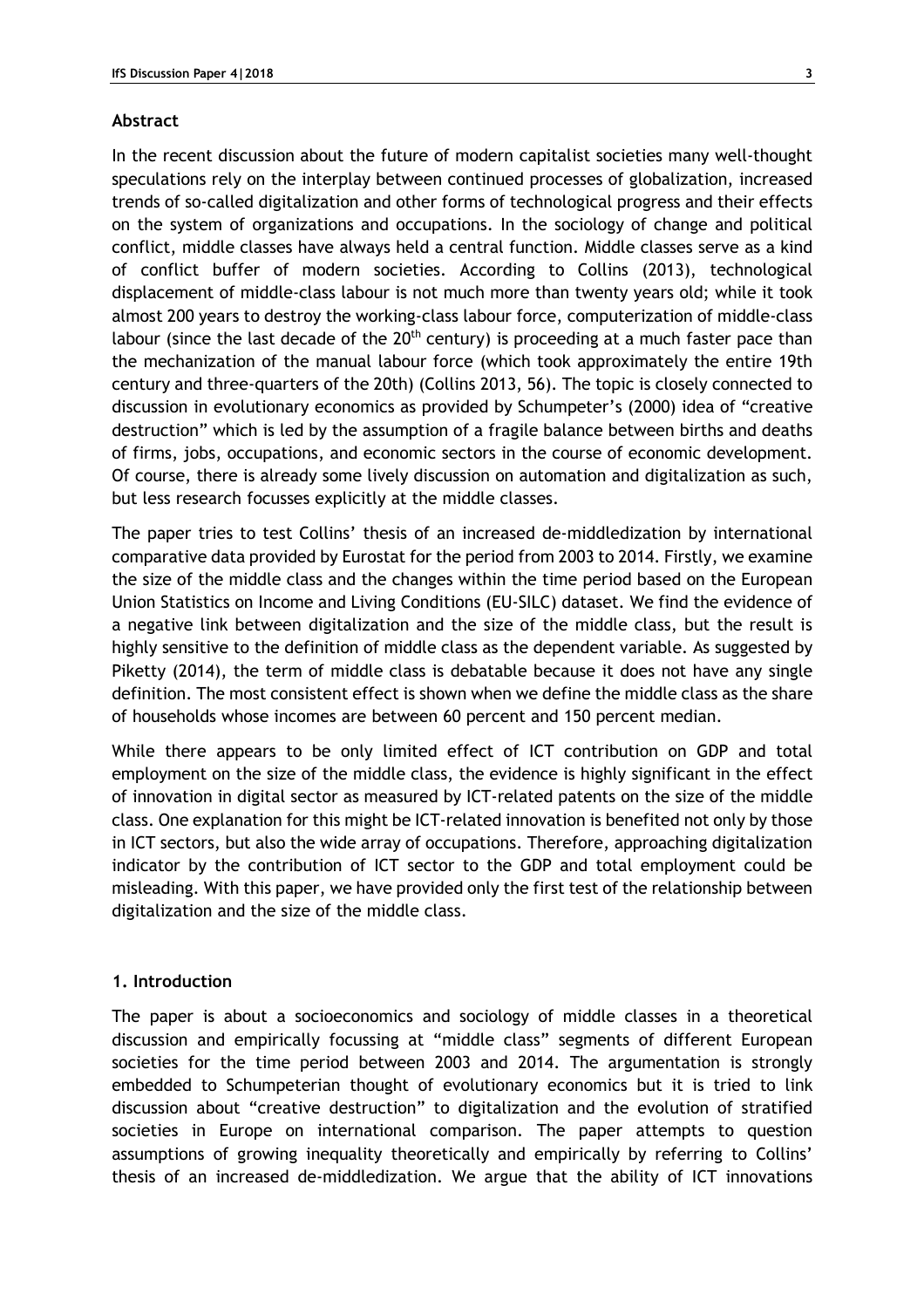## Abstract

In the recent discussion about the future of modern capitalist societies many well-thought speculations rely on the interplay between continued processes of globalization, increased trends of so-called digitalization and other forms of technological progress and their effects on the system of organizations and occupations. In the sociology of change and political conflict, middle classes have always held a central function. Middle classes serve as a kind of conflict buffer of modern societies. According to Collins (2013), technological displacement of middle-class labour is not much more than twenty years old; while it took almost 200 years to destroy the working-class labour force, computerization of middle-class labour (since the last decade of the 20th century) is proceeding at a much faster pace than the mechanization of the manual labour force (which took approximately the entire 19th century and three-quarters of the 20th) (Collins 2013, 56). The topic is closely connected to discussion in evolutionary economics as provided by Schumpeter's (2000) idea of "creative destruction" which is led by the assumption of a fragile balance between births and deaths of firms, jobs, occupations, and economic sectors in the course of economic development. Of course, there is already some lively discussion on automation and digitalization as such, but less research focusses explicitly at the middle classes.

The paper tries to test Collins' thesis of an increased de-middledization by international comparative data provided by Eurostat for the period from 2003 to 2014. Firstly, we examine the size of the middle class and the changes within the time period based on the European Union Statistics on Income and Living Conditions (EU-SILC) dataset. We find the evidence of a negative link between digitalization and the size of the middle class, but the result is highly sensitive to the definition of middle class as the dependent variable. As suggested by Piketty (2014), the term of middle class is debatable because it does not have any single definition. The most consistent effect is shown when we define the middle class as the share of households whose incomes are between 60 percent and 150 percent median.

While there appears to be only limited effect of ICT contribution on GDP and total employment on the size of the middle class, the evidence is highly significant in the effect of innovation in digital sector as measured by ICT-related patents on the size of the middle class. One explanation for this might be ICT-related innovation is benefited not only by those in ICT sectors, but also the wide array of occupations. Therefore, approaching digitalization indicator by the contribution of ICT sector to the GDP and total employment could be misleading. With this paper, we have provided only the first test of the relationship between digitalization and the size of the middle class.

## 1. Introduction

The paper is about a socioeconomics and sociology of middle classes in a theoretical discussion and empirically focussing at "middle class" segments of different European societies for the time period between 2003 and 2014. The argumentation is strongly embedded to Schumpeterian thought of evolutionary economics but it is tried to link discussion about "creative destruction" to digitalization and the evolution of stratified societies in Europe on international comparison. The paper attempts to question assumptions of growing inequality theoretically and empirically by referring to Collins' thesis of an increased de-middledization. We argue that the ability of ICT innovations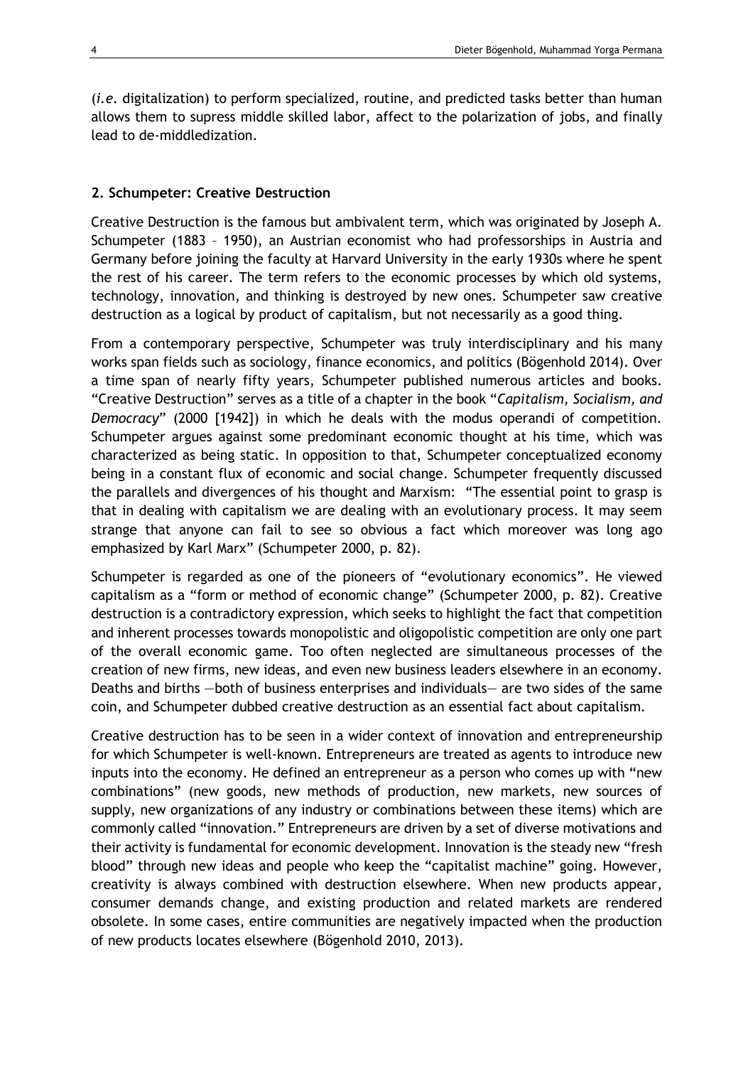(*i.e.* digitalization) to perform specialized, routine, and predicted tasks better than human allows them to supress middle skilled labor, affect to the polarization of jobs, and finally lead to de-middledization.

## 2. Schumpeter: Creative Destruction

Creative Destruction is the famous but ambivalent term, which was originated by Joseph A. Schumpeter (1883 – 1950), an Austrian economist who had professorships in Austria and Germany before joining the faculty at Harvard University in the early 1930s where he spent the rest of his career. The term refers to the economic processes by which old systems, technology, innovation, and thinking is destroyed by new ones. Schumpeter saw creative destruction as a logical by product of capitalism, but not necessarily as a good thing.

From a contemporary perspective, Schumpeter was truly interdisciplinary and his many works span fields such as sociology, finance economics, and politics (Bögenhold 2014). Over a time span of nearly fifty years, Schumpeter published numerous articles and books. "Creative Destruction" serves as a title of a chapter in the book "*Capitalism, Socialism, and Democracy*" (2000 [1942]) in which he deals with the modus operandi of competition. Schumpeter argues against some predominant economic thought at his time, which was characterized as being static. In opposition to that, Schumpeter conceptualized economy being in a constant flux of economic and social change. Schumpeter frequently discussed the parallels and divergences of his thought and Marxism: "The essential point to grasp is that in dealing with capitalism we are dealing with an evolutionary process. It may seem strange that anyone can fail to see so obvious a fact which moreover was long ago emphasized by Karl Marx" (Schumpeter 2000, p. 82).

Schumpeter is regarded as one of the pioneers of "evolutionary economics". He viewed capitalism as a "form or method of economic change" (Schumpeter 2000, p. 82). Creative destruction is a contradictory expression, which seeks to highlight the fact that competition and inherent processes towards monopolistic and oligopolistic competition are only one part of the overall economic game. Too often neglected are simultaneous processes of the creation of new firms, new ideas, and even new business leaders elsewhere in an economy. Deaths and births —both of business enterprises and individuals— are two sides of the same coin, and Schumpeter dubbed creative destruction as an essential fact about capitalism.

Creative destruction has to be seen in a wider context of innovation and entrepreneurship for which Schumpeter is well-known. Entrepreneurs are treated as agents to introduce new inputs into the economy. He defined an entrepreneur as a person who comes up with "new combinations" (new goods, new methods of production, new markets, new sources of supply, new organizations of any industry or combinations between these items) which are commonly called "innovation." Entrepreneurs are driven by a set of diverse motivations and their activity is fundamental for economic development. Innovation is the steady new "fresh blood" through new ideas and people who keep the "capitalist machine" going. However, creativity is always combined with destruction elsewhere. When new products appear, consumer demands change, and existing production and related markets are rendered obsolete. In some cases, entire communities are negatively impacted when the production of new products locates elsewhere (Bögenhold 2010, 2013).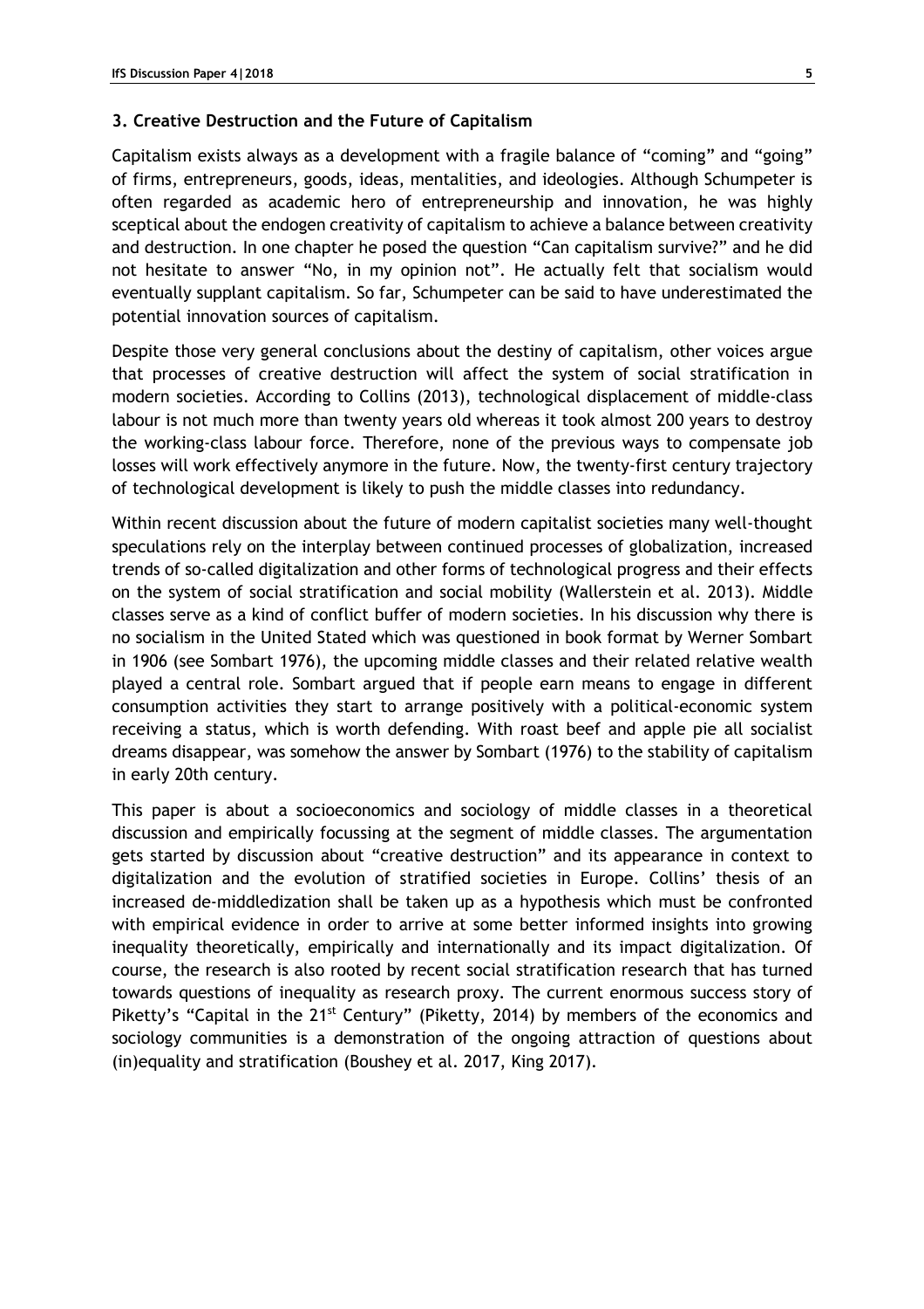### 3. Creative Destruction and the Future of Capitalism

Capitalism exists always as a development with a fragile balance of "coming" and "going" of firms, entrepreneurs, goods, ideas, mentalities, and ideologies. Although Schumpeter is often regarded as academic hero of entrepreneurship and innovation, he was highly sceptical about the endogen creativity of capitalism to achieve a balance between creativity and destruction. In one chapter he posed the question "Can capitalism survive?" and he did not hesitate to answer "No, in my opinion not". He actually felt that socialism would eventually supplant capitalism. So far, Schumpeter can be said to have underestimated the potential innovation sources of capitalism.

Despite those very general conclusions about the destiny of capitalism, other voices argue that processes of creative destruction will affect the system of social stratification in modern societies. According to Collins (2013), technological displacement of middle-class labour is not much more than twenty years old whereas it took almost 200 years to destroy the working-class labour force. Therefore, none of the previous ways to compensate job losses will work effectively anymore in the future. Now, the twenty-first century trajectory of technological development is likely to push the middle classes into redundancy.

Within recent discussion about the future of modern capitalist societies many well-thought speculations rely on the interplay between continued processes of globalization, increased trends of so-called digitalization and other forms of technological progress and their effects on the system of social stratification and social mobility (Wallerstein et al. 2013). Middle classes serve as a kind of conflict buffer of modern societies. In his discussion why there is no socialism in the United Stated which was questioned in book format by Werner Sombart in 1906 (see Sombart 1976), the upcoming middle classes and their related relative wealth played a central role. Sombart argued that if people earn means to engage in different consumption activities they start to arrange positively with a political-economic system receiving a status, which is worth defending. With roast beef and apple pie all socialist dreams disappear, was somehow the answer by Sombart (1976) to the stability of capitalism in early 20th century.

This paper is about a socioeconomics and sociology of middle classes in a theoretical discussion and empirically focussing at the segment of middle classes. The argumentation gets started by discussion about "creative destruction" and its appearance in context to digitalization and the evolution of stratified societies in Europe. Collins' thesis of an increased de-middledization shall be taken up as a hypothesis which must be confronted with empirical evidence in order to arrive at some better informed insights into growing inequality theoretically, empirically and internationally and its impact digitalization. Of course, the research is also rooted by recent social stratification research that has turned towards questions of inequality as research proxy. The current enormous success story of Piketty's "Capital in the 21st Century" (Piketty, 2014) by members of the economics and sociology communities is a demonstration of the ongoing attraction of questions about (in)equality and stratification (Boushey et al. 2017, King 2017).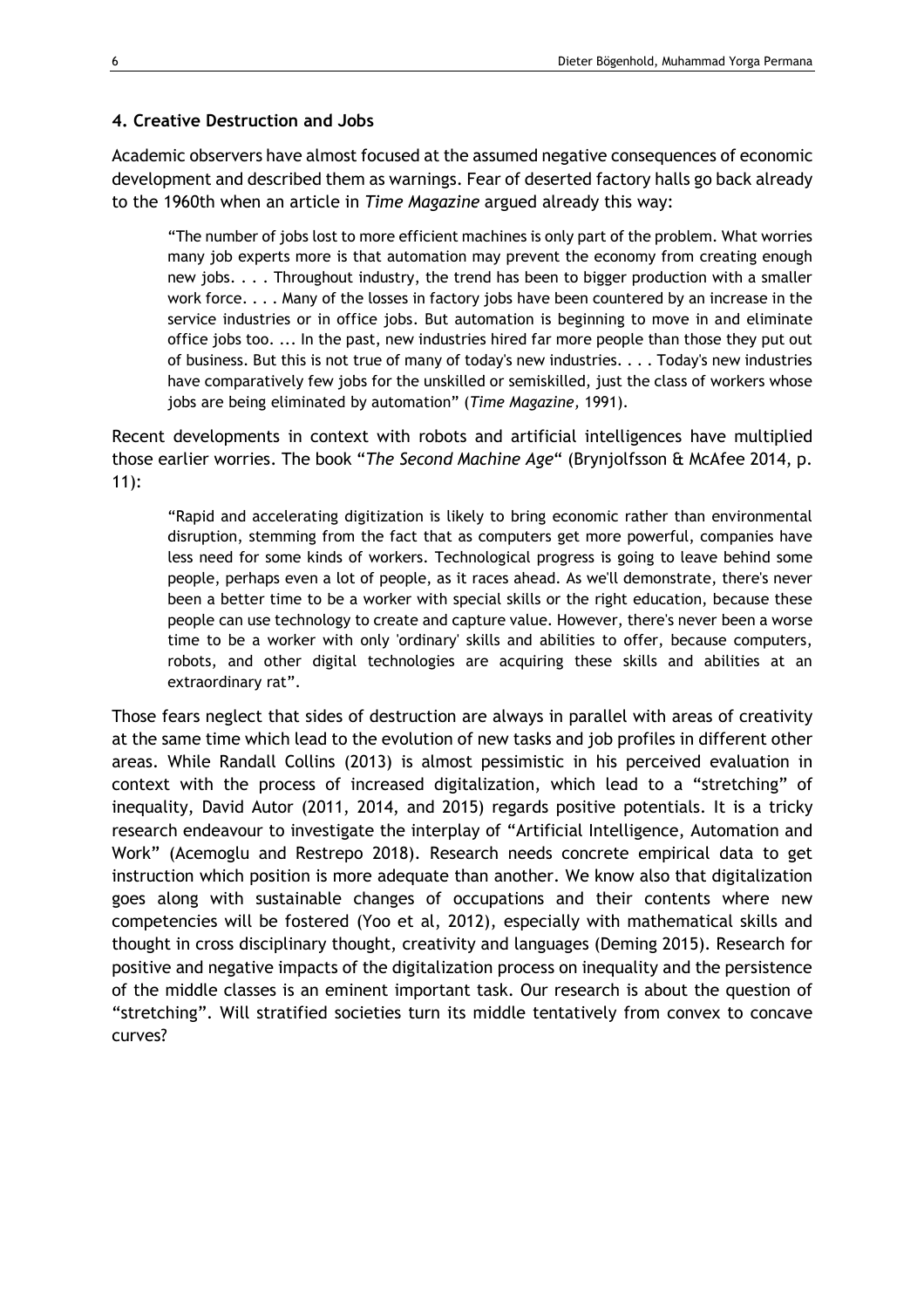### 4. Creative Destruction and Jobs

Academic observers have almost focused at the assumed negative consequences of economic development and described them as warnings. Fear of deserted factory halls go back already to the 1960th when an article in *Time Magazine* argued already this way:

> "The number of jobs lost to more efficient machines is only part of the problem. What worries many job experts more is that automation may prevent the economy from creating enough new jobs. . . . Throughout industry, the trend has been to bigger production with a smaller work force. . . . Many of the losses in factory jobs have been countered by an increase in the service industries or in office jobs. But automation is beginning to move in and eliminate office jobs too. ... In the past, new industries hired far more people than those they put out of business. But this is not true of many of today's new industries. . . . Today's new industries have comparatively few jobs for the unskilled or semiskilled, just the class of workers whose jobs are being eliminated by automation" (*Time Magazine,* 1991).

Recent developments in context with robots and artificial intelligences have multiplied those earlier worries. The book "*The Second Machine Age*" (Brynjolfsson & McAfee 2014, p. 11):

> "Rapid and accelerating digitization is likely to bring economic rather than environmental disruption, stemming from the fact that as computers get more powerful, companies have less need for some kinds of workers. Technological progress is going to leave behind some people, perhaps even a lot of people, as it races ahead. As we'll demonstrate, there's never been a better time to be a worker with special skills or the right education, because these people can use technology to create and capture value. However, there's never been a worse time to be a worker with only 'ordinary' skills and abilities to offer, because computers, robots, and other digital technologies are acquiring these skills and abilities at an extraordinary rat".

Those fears neglect that sides of destruction are always in parallel with areas of creativity at the same time which lead to the evolution of new tasks and job profiles in different other areas. While Randall Collins (2013) is almost pessimistic in his perceived evaluation in context with the process of increased digitalization, which lead to a "stretching" of inequality, David Autor (2011, 2014, and 2015) regards positive potentials. It is a tricky research endeavour to investigate the interplay of "Artificial Intelligence, Automation and Work" (Acemoglu and Restrepo 2018). Research needs concrete empirical data to get instruction which position is more adequate than another. We know also that digitalization goes along with sustainable changes of occupations and their contents where new competencies will be fostered (Yoo et al, 2012), especially with mathematical skills and thought in cross disciplinary thought, creativity and languages (Deming 2015). Research for positive and negative impacts of the digitalization process on inequality and the persistence of the middle classes is an eminent important task. Our research is about the question of "stretching". Will stratified societies turn its middle tentatively from convex to concave curves?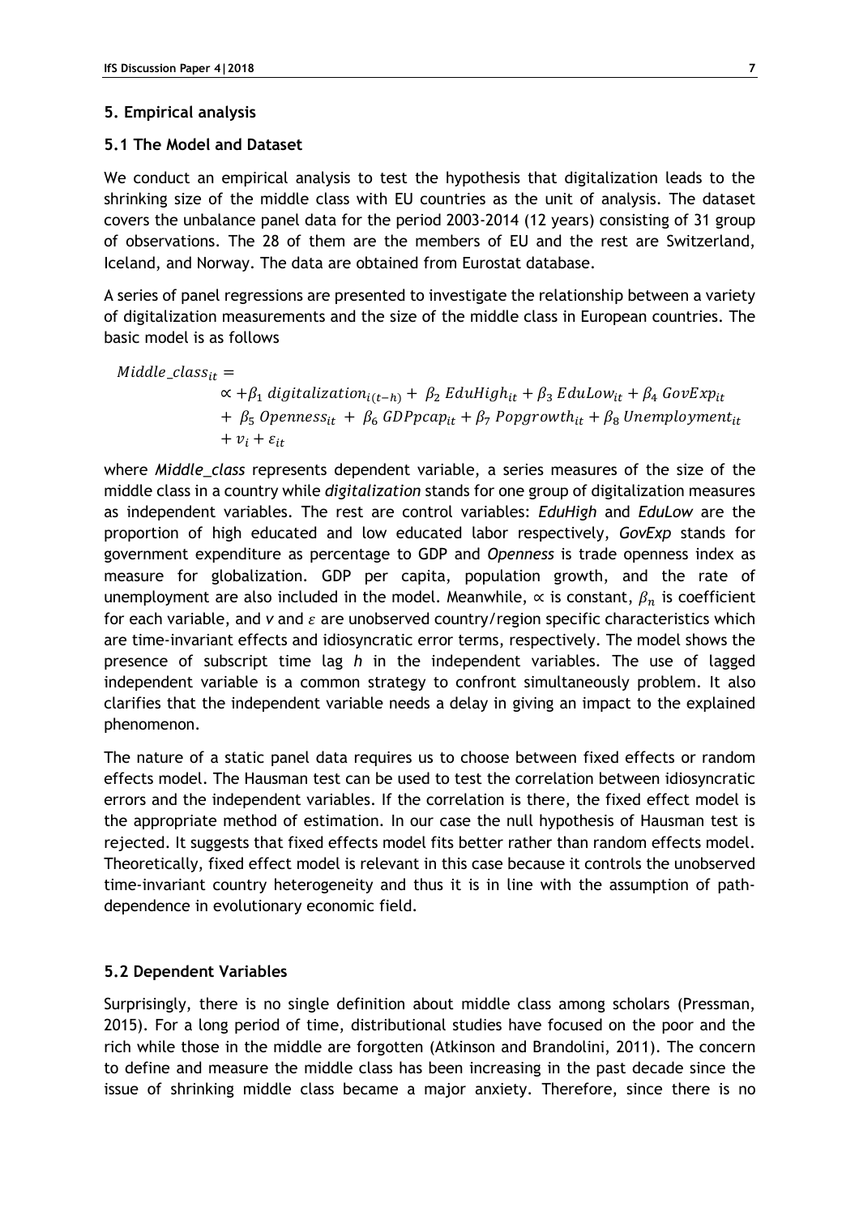## 5. Empirical analysis

### 5.1 The Model and Dataset

We conduct an empirical analysis to test the hypothesis that digitalization leads to the shrinking size of the middle class with EU countries as the unit of analysis. The dataset covers the unbalance panel data for the period 2003-2014 (12 years) consisting of 31 group of observations. The 28 of them are the members of EU and the rest are Switzerland, Iceland, and Norway. The data are obtained from Eurostat database.

A series of panel regressions are presented to investigate the relationship between a variety of digitalization measurements and the size of the middle class in European countries. The basic model is as follows

$$Middle\_class_{it} = \propto + \beta_1\, digitalization_{i(t-h)} + \beta_2\, EduHigh_{it} + \beta_3\, EduLow_{it} + \beta_4\, GovExp_{it} + \beta_5\, Openness_{it} + \beta_6\, GDPpcap_{it} + \beta_7\, Popgrowth_{it} + \beta_8\, Unemployment_{it} + v_i + \varepsilon_{it}$$

where *Middle_class* represents dependent variable, a series measures of the size of the middle class in a country while *digitalization* stands for one group of digitalization measures as independent variables. The rest are control variables: *EduHigh* and *EduLow* are the proportion of high educated and low educated labor respectively, *GovExp* stands for government expenditure as percentage to GDP and *Openness* is trade openness index as measure for globalization. GDP per capita, population growth, and the rate of unemployment are also included in the model. Meanwhile, $\propto$ is constant, $\beta_n$ is coefficient for each variable, and $v$ and $\varepsilon$ are unobserved country/region specific characteristics which are time-invariant effects and idiosyncratic error terms, respectively. The model shows the presence of subscript time lag $h$ in the independent variables. The use of lagged independent variable is a common strategy to confront simultaneously problem. It also clarifies that the independent variable needs a delay in giving an impact to the explained phenomenon.

The nature of a static panel data requires us to choose between fixed effects or random effects model. The Hausman test can be used to test the correlation between idiosyncratic errors and the independent variables. If the correlation is there, the fixed effect model is the appropriate method of estimation. In our case the null hypothesis of Hausman test is rejected. It suggests that fixed effects model fits better rather than random effects model. Theoretically, fixed effect model is relevant in this case because it controls the unobserved time-invariant country heterogeneity and thus it is in line with the assumption of path-dependence in evolutionary economic field.

### 5.2 Dependent Variables

Surprisingly, there is no single definition about middle class among scholars (Pressman, 2015). For a long period of time, distributional studies have focused on the poor and the rich while those in the middle are forgotten (Atkinson and Brandolini, 2011). The concern to define and measure the middle class has been increasing in the past decade since the issue of shrinking middle class became a major anxiety. Therefore, since there is no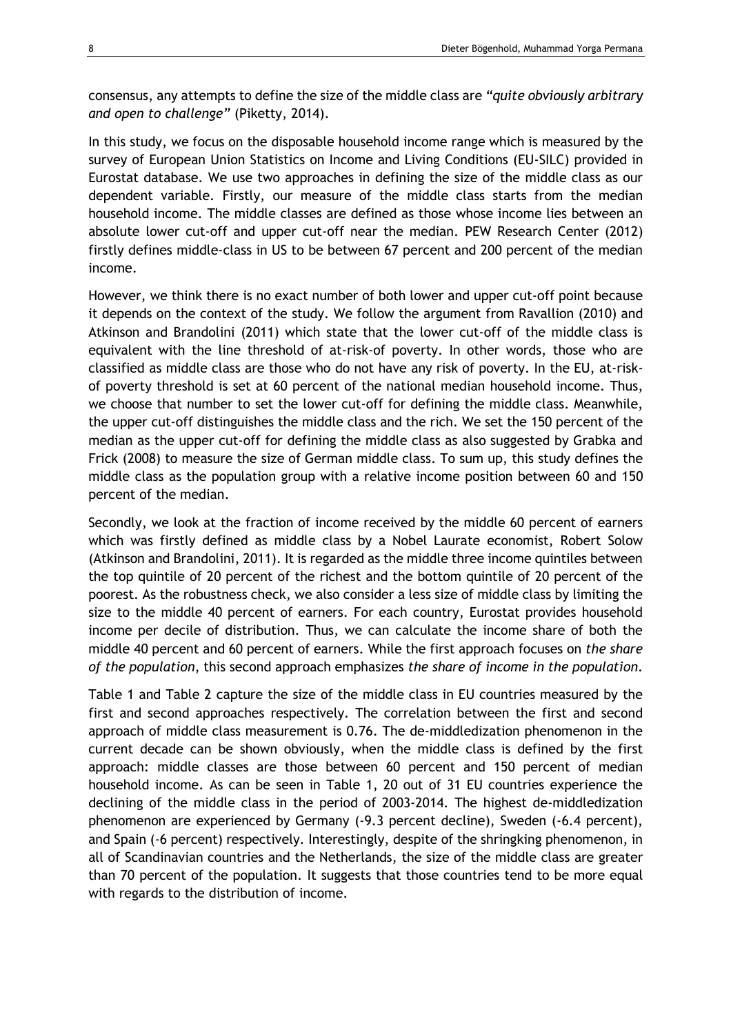consensus, any attempts to define the size of the middle class are "*quite obviously arbitrary and open to challenge*" (Piketty, 2014).

In this study, we focus on the disposable household income range which is measured by the survey of European Union Statistics on Income and Living Conditions (EU-SILC) provided in Eurostat database. We use two approaches in defining the size of the middle class as our dependent variable. Firstly, our measure of the middle class starts from the median household income. The middle classes are defined as those whose income lies between an absolute lower cut-off and upper cut-off near the median. PEW Research Center (2012) firstly defines middle-class in US to be between 67 percent and 200 percent of the median income.

However, we think there is no exact number of both lower and upper cut-off point because it depends on the context of the study. We follow the argument from Ravallion (2010) and Atkinson and Brandolini (2011) which state that the lower cut-off of the middle class is equivalent with the line threshold of at-risk-of poverty. In other words, those who are classified as middle class are those who do not have any risk of poverty. In the EU, at-risk-of poverty threshold is set at 60 percent of the national median household income. Thus, we choose that number to set the lower cut-off for defining the middle class. Meanwhile, the upper cut-off distinguishes the middle class and the rich. We set the 150 percent of the median as the upper cut-off for defining the middle class as also suggested by Grabka and Frick (2008) to measure the size of German middle class. To sum up, this study defines the middle class as the population group with a relative income position between 60 and 150 percent of the median.

Secondly, we look at the fraction of income received by the middle 60 percent of earners which was firstly defined as middle class by a Nobel Laurate economist, Robert Solow (Atkinson and Brandolini, 2011). It is regarded as the middle three income quintiles between the top quintile of 20 percent of the richest and the bottom quintile of 20 percent of the poorest. As the robustness check, we also consider a less size of middle class by limiting the size to the middle 40 percent of earners. For each country, Eurostat provides household income per decile of distribution. Thus, we can calculate the income share of both the middle 40 percent and 60 percent of earners. While the first approach focuses on *the share of the population*, this second approach emphasizes *the share of income in the population*.

Table 1 and Table 2 capture the size of the middle class in EU countries measured by the first and second approaches respectively. The correlation between the first and second approach of middle class measurement is 0.76. The de-middledization phenomenon in the current decade can be shown obviously, when the middle class is defined by the first approach: middle classes are those between 60 percent and 150 percent of median household income. As can be seen in Table 1, 20 out of 31 EU countries experience the declining of the middle class in the period of 2003-2014. The highest de-middledization phenomenon are experienced by Germany (-9.3 percent decline), Sweden (-6.4 percent), and Spain (-6 percent) respectively. Interestingly, despite of the shringking phenomenon, in all of Scandinavian countries and the Netherlands, the size of the middle class are greater than 70 percent of the population. It suggests that those countries tend to be more equal with regards to the distribution of income.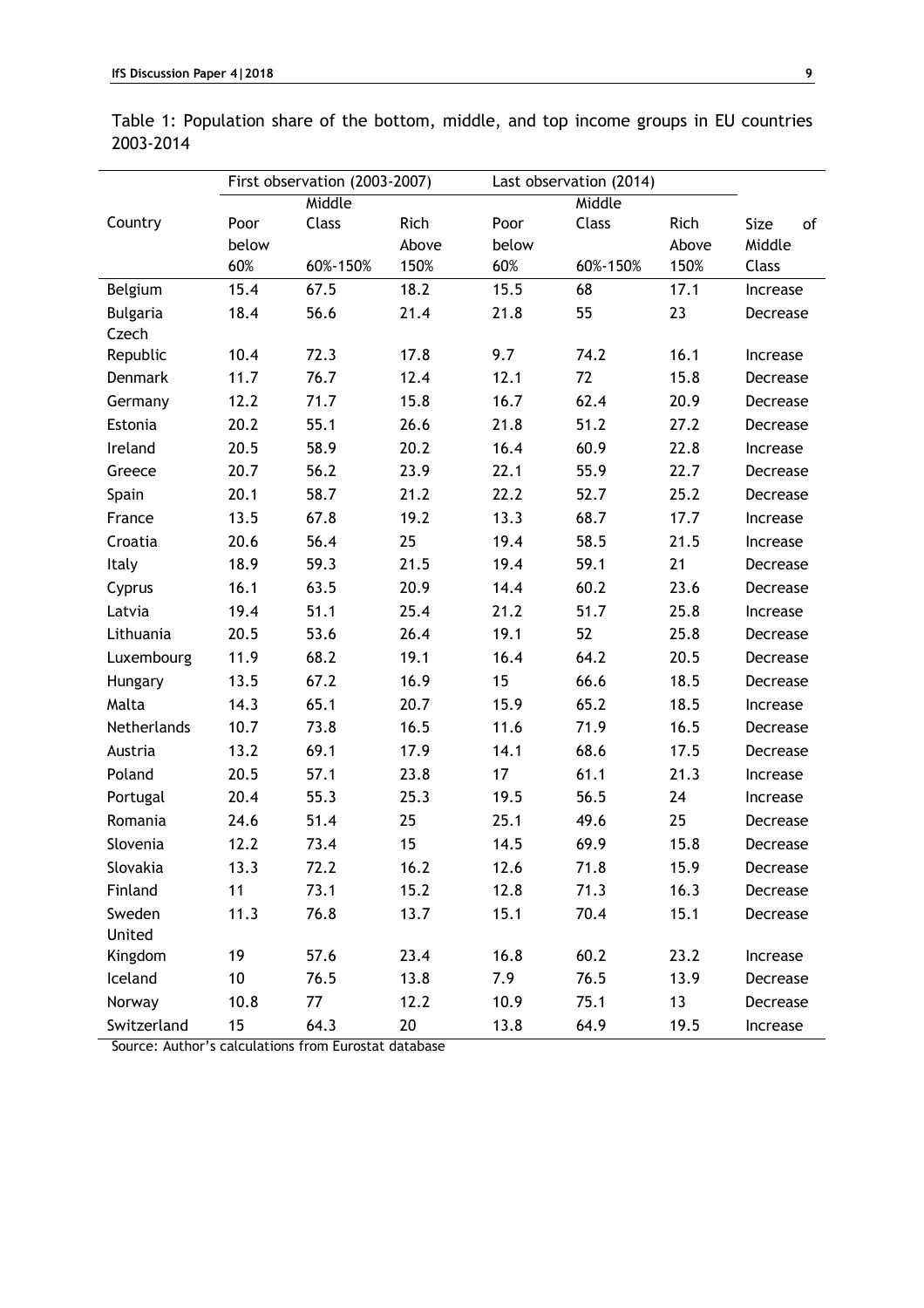Table 1: Population share of the bottom, middle, and top income groups in EU countries 2003-2014

| Country | First observation (2003-2007) | | | Last observation (2014) | | | |
|---|---|---|---|---|---|---|---|
| | Poor below 60% | Middle Class 60%-150% | Rich Above 150% | Poor below 60% | Middle Class 60%-150% | Rich Above 150% | Size of Middle Class |
| Belgium | 15.4 | 67.5 | 18.2 | 15.5 | 68 | 17.1 | Increase |
| Bulgaria | 18.4 | 56.6 | 21.4 | 21.8 | 55 | 23 | Decrease |
| Czech Republic | 10.4 | 72.3 | 17.8 | 9.7 | 74.2 | 16.1 | Increase |
| Denmark | 11.7 | 76.7 | 12.4 | 12.1 | 72 | 15.8 | Decrease |
| Germany | 12.2 | 71.7 | 15.8 | 16.7 | 62.4 | 20.9 | Decrease |
| Estonia | 20.2 | 55.1 | 26.6 | 21.8 | 51.2 | 27.2 | Decrease |
| Ireland | 20.5 | 58.9 | 20.2 | 16.4 | 60.9 | 22.8 | Increase |
| Greece | 20.7 | 56.2 | 23.9 | 22.1 | 55.9 | 22.7 | Decrease |
| Spain | 20.1 | 58.7 | 21.2 | 22.2 | 52.7 | 25.2 | Decrease |
| France | 13.5 | 67.8 | 19.2 | 13.3 | 68.7 | 17.7 | Increase |
| Croatia | 20.6 | 56.4 | 25 | 19.4 | 58.5 | 21.5 | Increase |
| Italy | 18.9 | 59.3 | 21.5 | 19.4 | 59.1 | 21 | Decrease |
| Cyprus | 16.1 | 63.5 | 20.9 | 14.4 | 60.2 | 23.6 | Decrease |
| Latvia | 19.4 | 51.1 | 25.4 | 21.2 | 51.7 | 25.8 | Increase |
| Lithuania | 20.5 | 53.6 | 26.4 | 19.1 | 52 | 25.8 | Decrease |
| Luxembourg | 11.9 | 68.2 | 19.1 | 16.4 | 64.2 | 20.5 | Decrease |
| Hungary | 13.5 | 67.2 | 16.9 | 15 | 66.6 | 18.5 | Decrease |
| Malta | 14.3 | 65.1 | 20.7 | 15.9 | 65.2 | 18.5 | Increase |
| Netherlands | 10.7 | 73.8 | 16.5 | 11.6 | 71.9 | 16.5 | Decrease |
| Austria | 13.2 | 69.1 | 17.9 | 14.1 | 68.6 | 17.5 | Decrease |
| Poland | 20.5 | 57.1 | 23.8 | 17 | 61.1 | 21.3 | Increase |
| Portugal | 20.4 | 55.3 | 25.3 | 19.5 | 56.5 | 24 | Increase |
| Romania | 24.6 | 51.4 | 25 | 25.1 | 49.6 | 25 | Decrease |
| Slovenia | 12.2 | 73.4 | 15 | 14.5 | 69.9 | 15.8 | Decrease |
| Slovakia | 13.3 | 72.2 | 16.2 | 12.6 | 71.8 | 15.9 | Decrease |
| Finland | 11 | 73.1 | 15.2 | 12.8 | 71.3 | 16.3 | Decrease |
| Sweden | 11.3 | 76.8 | 13.7 | 15.1 | 70.4 | 15.1 | Decrease |
| United Kingdom | 19 | 57.6 | 23.4 | 16.8 | 60.2 | 23.2 | Increase |
| Iceland | 10 | 76.5 | 13.8 | 7.9 | 76.5 | 13.9 | Decrease |
| Norway | 10.8 | 77 | 12.2 | 10.9 | 75.1 | 13 | Decrease |
| Switzerland | 15 | 64.3 | 20 | 13.8 | 64.9 | 19.5 | Increase |

Source: Author's calculations from Eurostat database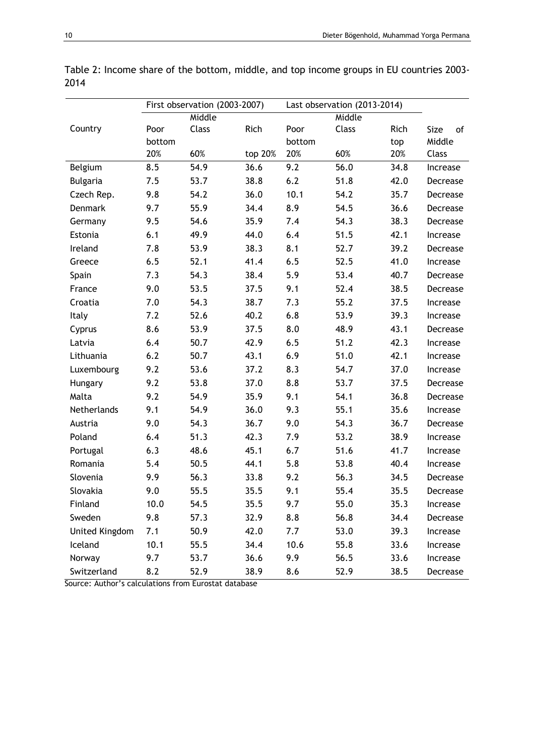Table 2: Income share of the bottom, middle, and top income groups in EU countries 2003-2014

| Country | First observation (2003-2007) | | | Last observation (2013-2014) | | | |
|---|---|---|---|---|---|---|---|
| | Poor bottom 20% | Middle Class 60% | Rich top 20% | Poor bottom 20% | Middle Class 60% | Rich top 20% | Size of Middle Class |
| Belgium | 8.5 | 54.9 | 36.6 | 9.2 | 56.0 | 34.8 | Increase |
| Bulgaria | 7.5 | 53.7 | 38.8 | 6.2 | 51.8 | 42.0 | Decrease |
| Czech Rep. | 9.8 | 54.2 | 36.0 | 10.1 | 54.2 | 35.7 | Decrease |
| Denmark | 9.7 | 55.9 | 34.4 | 8.9 | 54.5 | 36.6 | Decrease |
| Germany | 9.5 | 54.6 | 35.9 | 7.4 | 54.3 | 38.3 | Decrease |
| Estonia | 6.1 | 49.9 | 44.0 | 6.4 | 51.5 | 42.1 | Increase |
| Ireland | 7.8 | 53.9 | 38.3 | 8.1 | 52.7 | 39.2 | Decrease |
| Greece | 6.5 | 52.1 | 41.4 | 6.5 | 52.5 | 41.0 | Increase |
| Spain | 7.3 | 54.3 | 38.4 | 5.9 | 53.4 | 40.7 | Decrease |
| France | 9.0 | 53.5 | 37.5 | 9.1 | 52.4 | 38.5 | Decrease |
| Croatia | 7.0 | 54.3 | 38.7 | 7.3 | 55.2 | 37.5 | Increase |
| Italy | 7.2 | 52.6 | 40.2 | 6.8 | 53.9 | 39.3 | Increase |
| Cyprus | 8.6 | 53.9 | 37.5 | 8.0 | 48.9 | 43.1 | Decrease |
| Latvia | 6.4 | 50.7 | 42.9 | 6.5 | 51.2 | 42.3 | Increase |
| Lithuania | 6.2 | 50.7 | 43.1 | 6.9 | 51.0 | 42.1 | Increase |
| Luxembourg | 9.2 | 53.6 | 37.2 | 8.3 | 54.7 | 37.0 | Increase |
| Hungary | 9.2 | 53.8 | 37.0 | 8.8 | 53.7 | 37.5 | Decrease |
| Malta | 9.2 | 54.9 | 35.9 | 9.1 | 54.1 | 36.8 | Decrease |
| Netherlands | 9.1 | 54.9 | 36.0 | 9.3 | 55.1 | 35.6 | Increase |
| Austria | 9.0 | 54.3 | 36.7 | 9.0 | 54.3 | 36.7 | Decrease |
| Poland | 6.4 | 51.3 | 42.3 | 7.9 | 53.2 | 38.9 | Increase |
| Portugal | 6.3 | 48.6 | 45.1 | 6.7 | 51.6 | 41.7 | Increase |
| Romania | 5.4 | 50.5 | 44.1 | 5.8 | 53.8 | 40.4 | Increase |
| Slovenia | 9.9 | 56.3 | 33.8 | 9.2 | 56.3 | 34.5 | Decrease |
| Slovakia | 9.0 | 55.5 | 35.5 | 9.1 | 55.4 | 35.5 | Decrease |
| Finland | 10.0 | 54.5 | 35.5 | 9.7 | 55.0 | 35.3 | Increase |
| Sweden | 9.8 | 57.3 | 32.9 | 8.8 | 56.8 | 34.4 | Decrease |
| United Kingdom | 7.1 | 50.9 | 42.0 | 7.7 | 53.0 | 39.3 | Increase |
| Iceland | 10.1 | 55.5 | 34.4 | 10.6 | 55.8 | 33.6 | Increase |
| Norway | 9.7 | 53.7 | 36.6 | 9.9 | 56.5 | 33.6 | Increase |
| Switzerland | 8.2 | 52.9 | 38.9 | 8.6 | 52.9 | 38.5 | Decrease |

Source: Author's calculations from Eurostat database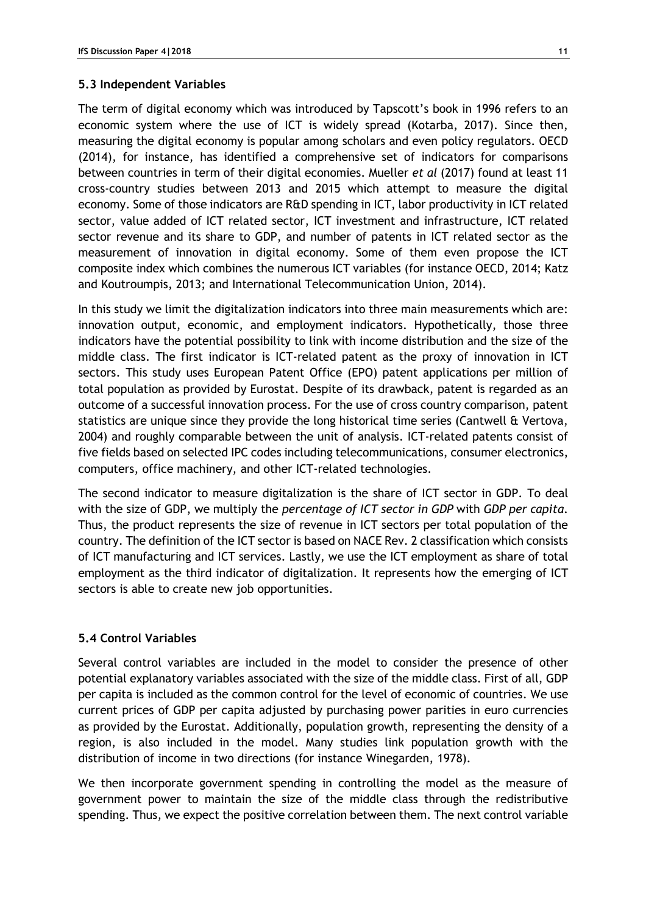### 5.3 Independent Variables

The term of digital economy which was introduced by Tapscott's book in 1996 refers to an economic system where the use of ICT is widely spread (Kotarba, 2017). Since then, measuring the digital economy is popular among scholars and even policy regulators. OECD (2014), for instance, has identified a comprehensive set of indicators for comparisons between countries in term of their digital economies. Mueller *et al* (2017) found at least 11 cross-country studies between 2013 and 2015 which attempt to measure the digital economy. Some of those indicators are R&D spending in ICT, labor productivity in ICT related sector, value added of ICT related sector, ICT investment and infrastructure, ICT related sector revenue and its share to GDP, and number of patents in ICT related sector as the measurement of innovation in digital economy. Some of them even propose the ICT composite index which combines the numerous ICT variables (for instance OECD, 2014; Katz and Koutroumpis, 2013; and International Telecommunication Union, 2014).

In this study we limit the digitalization indicators into three main measurements which are: innovation output, economic, and employment indicators. Hypothetically, those three indicators have the potential possibility to link with income distribution and the size of the middle class. The first indicator is ICT-related patent as the proxy of innovation in ICT sectors. This study uses European Patent Office (EPO) patent applications per million of total population as provided by Eurostat. Despite of its drawback, patent is regarded as an outcome of a successful innovation process. For the use of cross country comparison, patent statistics are unique since they provide the long historical time series (Cantwell & Vertova, 2004) and roughly comparable between the unit of analysis. ICT-related patents consist of five fields based on selected IPC codes including telecommunications, consumer electronics, computers, office machinery, and other ICT-related technologies.

The second indicator to measure digitalization is the share of ICT sector in GDP. To deal with the size of GDP, we multiply the *percentage of ICT sector in GDP* with *GDP per capita*. Thus, the product represents the size of revenue in ICT sectors per total population of the country. The definition of the ICT sector is based on NACE Rev. 2 classification which consists of ICT manufacturing and ICT services. Lastly, we use the ICT employment as share of total employment as the third indicator of digitalization. It represents how the emerging of ICT sectors is able to create new job opportunities.

### 5.4 Control Variables

Several control variables are included in the model to consider the presence of other potential explanatory variables associated with the size of the middle class. First of all, GDP per capita is included as the common control for the level of economic of countries. We use current prices of GDP per capita adjusted by purchasing power parities in euro currencies as provided by the Eurostat. Additionally, population growth, representing the density of a region, is also included in the model. Many studies link population growth with the distribution of income in two directions (for instance Winegarden, 1978).

We then incorporate government spending in controlling the model as the measure of government power to maintain the size of the middle class through the redistributive spending. Thus, we expect the positive correlation between them. The next control variable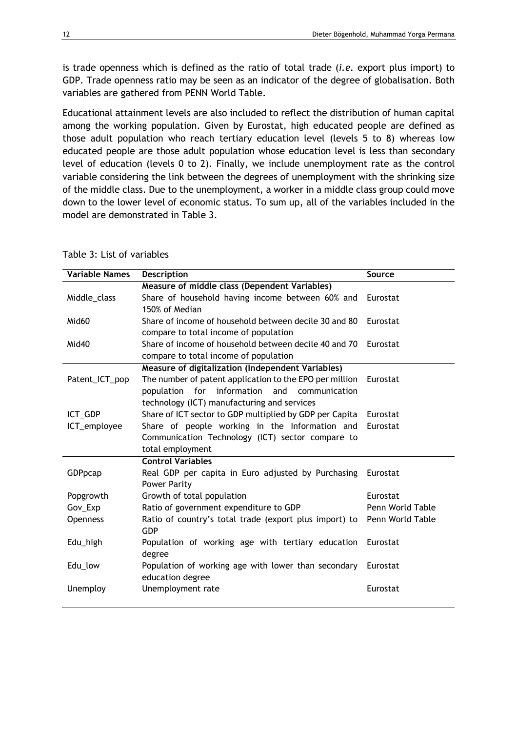is trade openness which is defined as the ratio of total trade (*i.e.* export plus import) to GDP. Trade openness ratio may be seen as an indicator of the degree of globalisation. Both variables are gathered from PENN World Table.

Educational attainment levels are also included to reflect the distribution of human capital among the working population. Given by Eurostat, high educated people are defined as those adult population who reach tertiary education level (levels 5 to 8) whereas low educated people are those adult population whose education level is less than secondary level of education (levels 0 to 2). Finally, we include unemployment rate as the control variable considering the link between the degrees of unemployment with the shrinking size of the middle class. Due to the unemployment, a worker in a middle class group could move down to the lower level of economic status. To sum up, all of the variables included in the model are demonstrated in Table 3.

Table 3: List of variables

| Variable Names | Description | Source |
|---|---|---|
| | **Measure of middle class (Dependent Variables)** | |
| Middle_class | Share of household having income between 60% and 150% of Median | Eurostat |
| Mid60 | Share of income of household between decile 30 and 80 compare to total income of population | Eurostat |
| Mid40 | Share of income of household between decile 40 and 70 compare to total income of population | Eurostat |
| | **Measure of digitalization (Independent Variables)** | |
| Patent_ICT_pop | The number of patent application to the EPO per million population for information and communication technology (ICT) manufacturing and services | Eurostat |
| ICT_GDP | Share of ICT sector to GDP multiplied by GDP per Capita | Eurostat |
| ICT_employee | Share of people working in the Information and Communication Technology (ICT) sector compare to total employment | Eurostat |
| | **Control Variables** | |
| GDPpcap | Real GDP per capita in Euro adjusted by Purchasing Power Parity | Eurostat |
| Popgrowth | Growth of total population | Eurostat |
| Gov_Exp | Ratio of government expenditure to GDP | Penn World Table |
| Openness | Ratio of country's total trade (export plus import) to GDP | Penn World Table |
| Edu_high | Population of working age with tertiary education degree | Eurostat |
| Edu_low | Population of working age with lower than secondary education degree | Eurostat |
| Unemploy | Unemployment rate | Eurostat |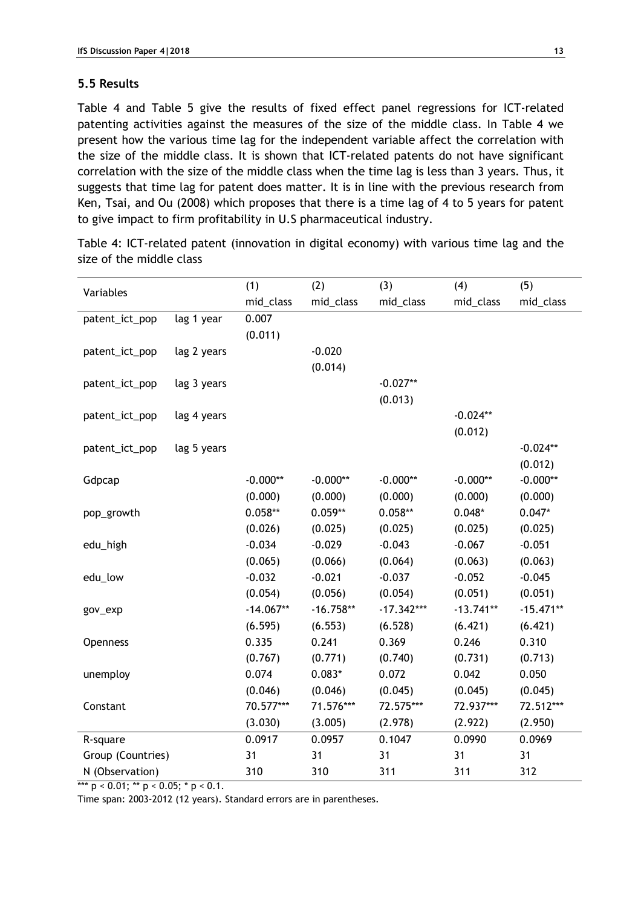### 5.5 Results

Table 4 and Table 5 give the results of fixed effect panel regressions for ICT-related patenting activities against the measures of the size of the middle class. In Table 4 we present how the various time lag for the independent variable affect the correlation with the size of the middle class. It is shown that ICT-related patents do not have significant correlation with the size of the middle class when the time lag is less than 3 years. Thus, it suggests that time lag for patent does matter. It is in line with the previous research from Ken, Tsai, and Ou (2008) which proposes that there is a time lag of 4 to 5 years for patent to give impact to firm profitability in U.S pharmaceutical industry.

Table 4: ICT-related patent (innovation in digital economy) with various time lag and the size of the middle class

| Variables | | (1) | (2) | (3) | (4) | (5) |
|---|---|---|---|---|---|---|
| | | mid_class | mid_class | mid_class | mid_class | mid_class |
| patent_ict_pop | lag 1 year | 0.007 | | | | |
| | | (0.011) | | | | |
| patent_ict_pop | lag 2 years | | -0.020 | | | |
| | | | (0.014) | | | |
| patent_ict_pop | lag 3 years | | | -0.027** | | |
| | | | | (0.013) | | |
| patent_ict_pop | lag 4 years | | | | -0.024** | |
| | | | | | (0.012) | |
| patent_ict_pop | lag 5 years | | | | | -0.024** |
| | | | | | | (0.012) |
| Gdpcap | | -0.000** | -0.000** | -0.000** | -0.000** | -0.000** |
| | | (0.000) | (0.000) | (0.000) | (0.000) | (0.000) |
| pop_growth | | 0.058** | 0.059** | 0.058** | 0.048* | 0.047* |
| | | (0.026) | (0.025) | (0.025) | (0.025) | (0.025) |
| edu_high | | -0.034 | -0.029 | -0.043 | -0.067 | -0.051 |
| | | (0.065) | (0.066) | (0.064) | (0.063) | (0.063) |
| edu_low | | -0.032 | -0.021 | -0.037 | -0.052 | -0.045 |
| | | (0.054) | (0.056) | (0.054) | (0.051) | (0.051) |
| gov_exp | | -14.067** | -16.758** | -17.342*** | -13.741** | -15.471** |
| | | (6.595) | (6.553) | (6.528) | (6.421) | (6.421) |
| Openness | | 0.335 | 0.241 | 0.369 | 0.246 | 0.310 |
| | | (0.767) | (0.771) | (0.740) | (0.731) | (0.713) |
| unemploy | | 0.074 | 0.083* | 0.072 | 0.042 | 0.050 |
| | | (0.046) | (0.046) | (0.045) | (0.045) | (0.045) |
| Constant | | 70.577*** | 71.576*** | 72.575*** | 72.937*** | 72.512*** |
| | | (3.030) | (3.005) | (2.978) | (2.922) | (2.950) |
| R-square | | 0.0917 | 0.0957 | 0.1047 | 0.0990 | 0.0969 |
| Group (Countries) | | 31 | 31 | 31 | 31 | 31 |
| N (Observation) | | 310 | 310 | 311 | 311 | 312 |

*** $p < 0.01$; ** $p < 0.05$; * $p < 0.1$.

Time span: 2003-2012 (12 years). Standard errors are in parentheses.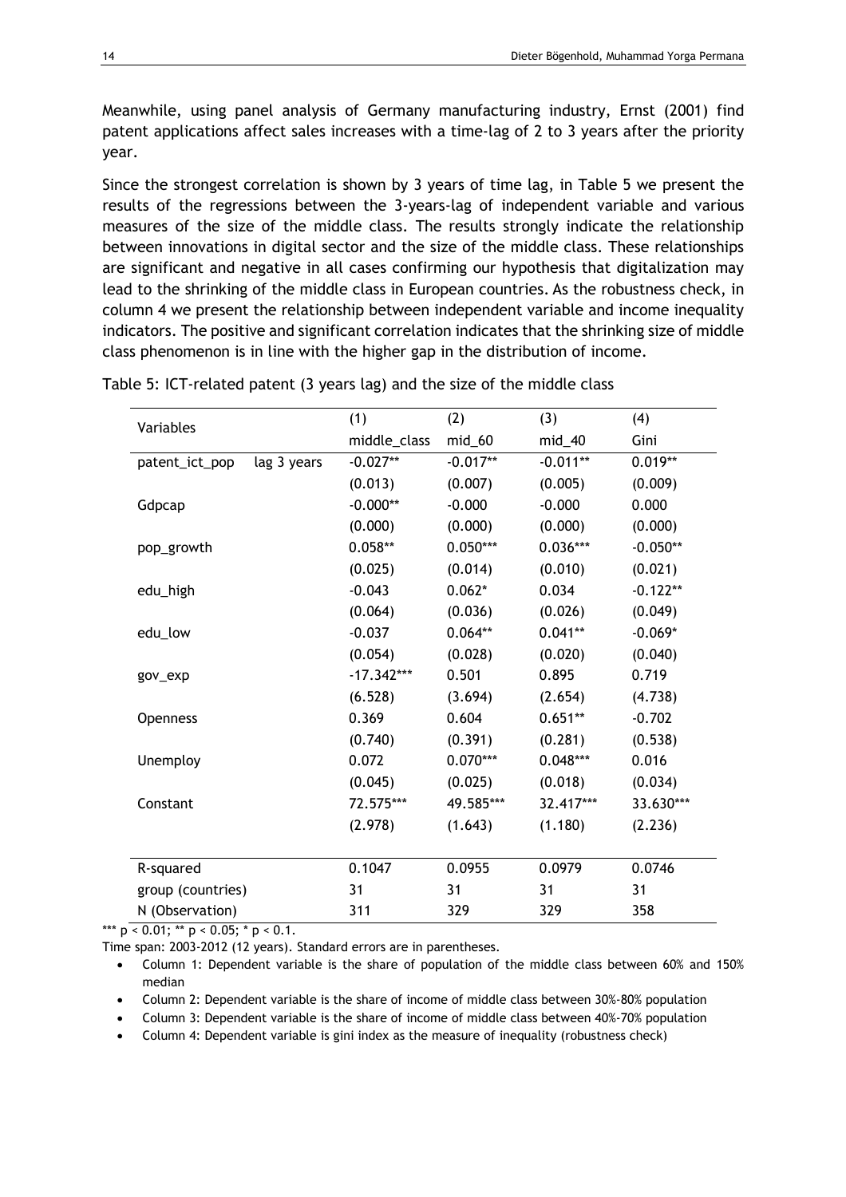Meanwhile, using panel analysis of Germany manufacturing industry, Ernst (2001) find patent applications affect sales increases with a time-lag of 2 to 3 years after the priority year.

Since the strongest correlation is shown by 3 years of time lag, in Table 5 we present the results of the regressions between the 3-years-lag of independent variable and various measures of the size of the middle class. The results strongly indicate the relationship between innovations in digital sector and the size of the middle class. These relationships are significant and negative in all cases confirming our hypothesis that digitalization may lead to the shrinking of the middle class in European countries. As the robustness check, in column 4 we present the relationship between independent variable and income inequality indicators. The positive and significant correlation indicates that the shrinking size of middle class phenomenon is in line with the higher gap in the distribution of income.

Table 5: ICT-related patent (3 years lag) and the size of the middle class

| Variables | | (1) middle_class | (2) mid_60 | (3) mid_40 | (4) Gini |
|---|---|---|---|---|---|
| patent_ict_pop | lag 3 years | -0.027** | -0.017** | -0.011** | 0.019** |
| | | (0.013) | (0.007) | (0.005) | (0.009) |
| Gdpcap | | -0.000** | -0.000 | -0.000 | 0.000 |
| | | (0.000) | (0.000) | (0.000) | (0.000) |
| pop_growth | | 0.058** | 0.050*** | 0.036*** | -0.050** |
| | | (0.025) | (0.014) | (0.010) | (0.021) |
| edu_high | | -0.043 | 0.062* | 0.034 | -0.122** |
| | | (0.064) | (0.036) | (0.026) | (0.049) |
| edu_low | | -0.037 | 0.064** | 0.041** | -0.069* |
| | | (0.054) | (0.028) | (0.020) | (0.040) |
| gov_exp | | -17.342*** | 0.501 | 0.895 | 0.719 |
| | | (6.528) | (3.694) | (2.654) | (4.738) |
| Openness | | 0.369 | 0.604 | 0.651** | -0.702 |
| | | (0.740) | (0.391) | (0.281) | (0.538) |
| Unemploy | | 0.072 | 0.070*** | 0.048*** | 0.016 |
| | | (0.045) | (0.025) | (0.018) | (0.034) |
| Constant | | 72.575*** | 49.585*** | 32.417*** | 33.630*** |
| | | (2.978) | (1.643) | (1.180) | (2.236) |
| R-squared | | 0.1047 | 0.0955 | 0.0979 | 0.0746 |
| group (countries) | | 31 | 31 | 31 | 31 |
| N (Observation) | | 311 | 329 | 329 | 358 |

*** $p < 0.01$; ** $p < 0.05$; * $p < 0.1$.

Time span: 2003-2012 (12 years). Standard errors are in parentheses.

- Column 1: Dependent variable is the share of population of the middle class between 60% and 150% median
- Column 2: Dependent variable is the share of income of middle class between 30%-80% population
- Column 3: Dependent variable is the share of income of middle class between 40%-70% population
- Column 4: Dependent variable is gini index as the measure of inequality (robustness check)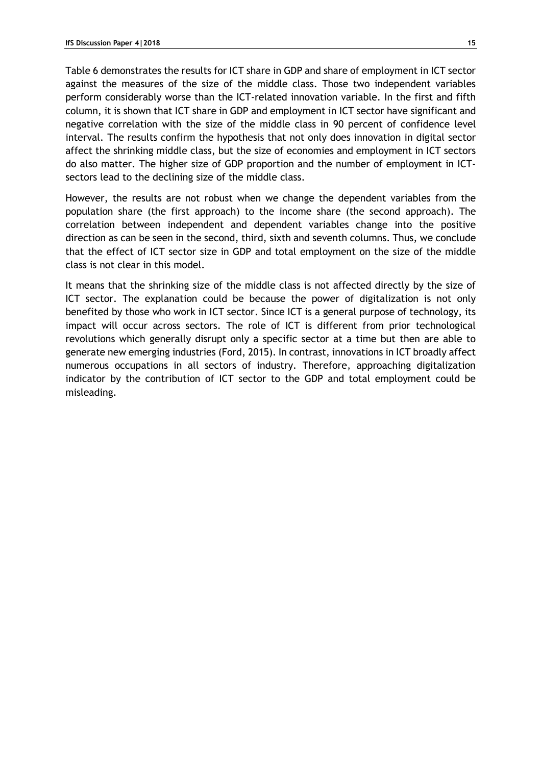Table 6 demonstrates the results for ICT share in GDP and share of employment in ICT sector against the measures of the size of the middle class. Those two independent variables perform considerably worse than the ICT-related innovation variable. In the first and fifth column, it is shown that ICT share in GDP and employment in ICT sector have significant and negative correlation with the size of the middle class in 90 percent of confidence level interval. The results confirm the hypothesis that not only does innovation in digital sector affect the shrinking middle class, but the size of economies and employment in ICT sectors do also matter. The higher size of GDP proportion and the number of employment in ICT-sectors lead to the declining size of the middle class.

However, the results are not robust when we change the dependent variables from the population share (the first approach) to the income share (the second approach). The correlation between independent and dependent variables change into the positive direction as can be seen in the second, third, sixth and seventh columns. Thus, we conclude that the effect of ICT sector size in GDP and total employment on the size of the middle class is not clear in this model.

It means that the shrinking size of the middle class is not affected directly by the size of ICT sector. The explanation could be because the power of digitalization is not only benefited by those who work in ICT sector. Since ICT is a general purpose of technology, its impact will occur across sectors. The role of ICT is different from prior technological revolutions which generally disrupt only a specific sector at a time but then are able to generate new emerging industries (Ford, 2015). In contrast, innovations in ICT broadly affect numerous occupations in all sectors of industry. Therefore, approaching digitalization indicator by the contribution of ICT sector to the GDP and total employment could be misleading.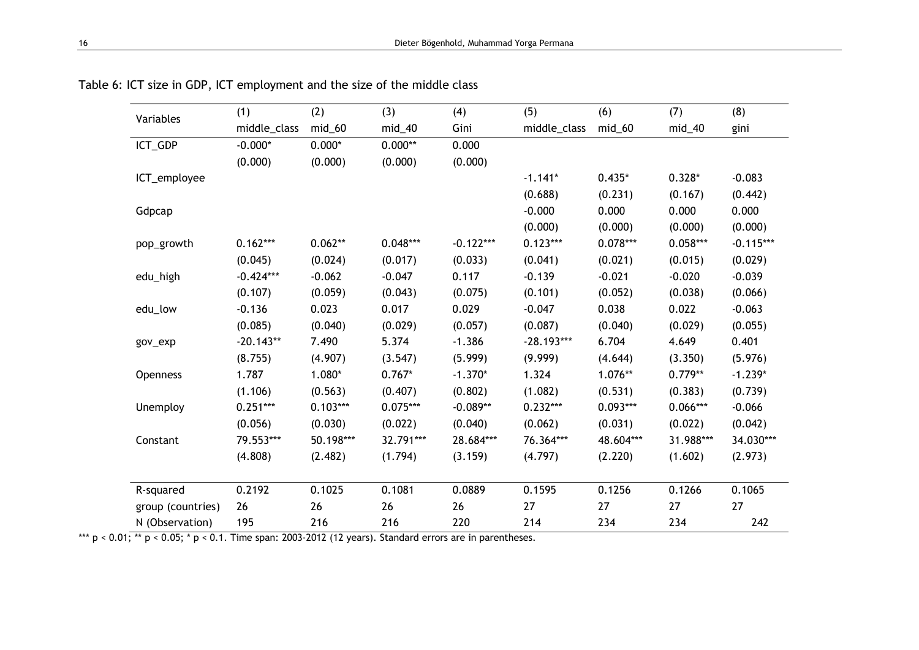Table 6: ICT size in GDP, ICT employment and the size of the middle class

| Variables | (1) middle_class | (2) mid_60 | (3) mid_40 | (4) Gini | (5) middle_class | (6) mid_60 | (7) mid_40 | (8) gini |
|---|---|---|---|---|---|---|---|---|
| ICT_GDP | -0.000* | 0.000* | 0.000** | 0.000 | | | | |
| | (0.000) | (0.000) | (0.000) | (0.000) | | | | |
| ICT_employee | | | | | -1.141* | 0.435* | 0.328* | -0.083 |
| | | | | | (0.688) | (0.231) | (0.167) | (0.442) |
| Gdpcap | | | | | -0.000 | 0.000 | 0.000 | 0.000 |
| | | | | | (0.000) | (0.000) | (0.000) | (0.000) |
| pop_growth | 0.162*** | 0.062** | 0.048*** | -0.122*** | 0.123*** | 0.078*** | 0.058*** | -0.115*** |
| | (0.045) | (0.024) | (0.017) | (0.033) | (0.041) | (0.021) | (0.015) | (0.029) |
| edu_high | -0.424*** | -0.062 | -0.047 | 0.117 | -0.139 | -0.021 | -0.020 | -0.039 |
| | (0.107) | (0.059) | (0.043) | (0.075) | (0.101) | (0.052) | (0.038) | (0.066) |
| edu_low | -0.136 | 0.023 | 0.017 | 0.029 | -0.047 | 0.038 | 0.022 | -0.063 |
| | (0.085) | (0.040) | (0.029) | (0.057) | (0.087) | (0.040) | (0.029) | (0.055) |
| gov_exp | -20.143** | 7.490 | 5.374 | -1.386 | -28.193*** | 6.704 | 4.649 | 0.401 |
| | (8.755) | (4.907) | (3.547) | (5.999) | (9.999) | (4.644) | (3.350) | (5.976) |
| Openness | 1.787 | 1.080* | 0.767* | -1.370* | 1.324 | 1.076** | 0.779** | -1.239* |
| | (1.106) | (0.563) | (0.407) | (0.802) | (1.082) | (0.531) | (0.383) | (0.739) |
| Unemploy | 0.251*** | 0.103*** | 0.075*** | -0.089** | 0.232*** | 0.093*** | 0.066*** | -0.066 |
| | (0.056) | (0.030) | (0.022) | (0.040) | (0.062) | (0.031) | (0.022) | (0.042) |
| Constant | 79.553*** | 50.198*** | 32.791*** | 28.684*** | 76.364*** | 48.604*** | 31.988*** | 34.030*** |
| | (4.808) | (2.482) | (1.794) | (3.159) | (4.797) | (2.220) | (1.602) | (2.973) |
| R-squared | 0.2192 | 0.1025 | 0.1081 | 0.0889 | 0.1595 | 0.1256 | 0.1266 | 0.1065 |
| group (countries) | 26 | 26 | 26 | 26 | 27 | 27 | 27 | 27 |
| N (Observation) | 195 | 216 | 216 | 220 | 214 | 234 | 234 | 242 |

*** $p < 0.01$; ** $p < 0.05$; * $p < 0.1$. Time span: 2003-2012 (12 years). Standard errors are in parentheses.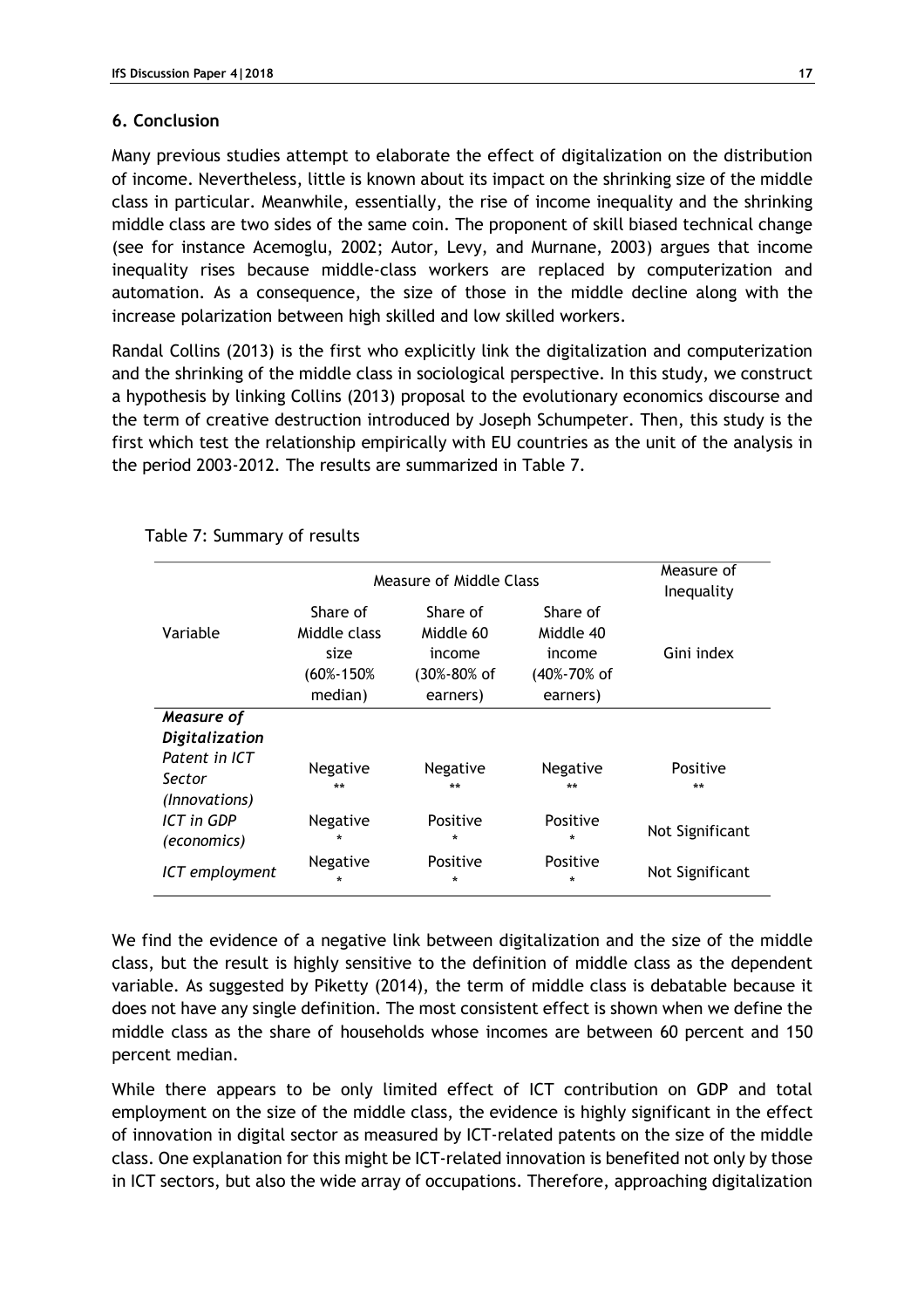## 6. Conclusion

Many previous studies attempt to elaborate the effect of digitalization on the distribution of income. Nevertheless, little is known about its impact on the shrinking size of the middle class in particular. Meanwhile, essentially, the rise of income inequality and the shrinking middle class are two sides of the same coin. The proponent of skill biased technical change (see for instance Acemoglu, 2002; Autor, Levy, and Murnane, 2003) argues that income inequality rises because middle-class workers are replaced by computerization and automation. As a consequence, the size of those in the middle decline along with the increase polarization between high skilled and low skilled workers.

Randal Collins (2013) is the first who explicitly link the digitalization and computerization and the shrinking of the middle class in sociological perspective. In this study, we construct a hypothesis by linking Collins (2013) proposal to the evolutionary economics discourse and the term of creative destruction introduced by Joseph Schumpeter. Then, this study is the first which test the relationship empirically with EU countries as the unit of the analysis in the period 2003-2012. The results are summarized in Table 7.

Table 7: Summary of results

| | Measure of Middle Class | | | Measure of Inequality |
|---|---|---|---|---|
| Variable | Share of Middle class size (60%-150% median) | Share of Middle 60 income (30%-80% of earners) | Share of Middle 40 income (40%-70% of earners) | Gini index |
| ***Measure of Digitalization*** | | | | |
| *Patent in ICT Sector (Innovations)* | Negative ** | Negative ** | Negative ** | Positive ** |
| *ICT in GDP (economics)* | Negative * | Positive * | Positive * | Not Significant |
| *ICT employment* | Negative * | Positive * | Positive * | Not Significant |

We find the evidence of a negative link between digitalization and the size of the middle class, but the result is highly sensitive to the definition of middle class as the dependent variable. As suggested by Piketty (2014), the term of middle class is debatable because it does not have any single definition. The most consistent effect is shown when we define the middle class as the share of households whose incomes are between 60 percent and 150 percent median.

While there appears to be only limited effect of ICT contribution on GDP and total employment on the size of the middle class, the evidence is highly significant in the effect of innovation in digital sector as measured by ICT-related patents on the size of the middle class. One explanation for this might be ICT-related innovation is benefited not only by those in ICT sectors, but also the wide array of occupations. Therefore, approaching digitalization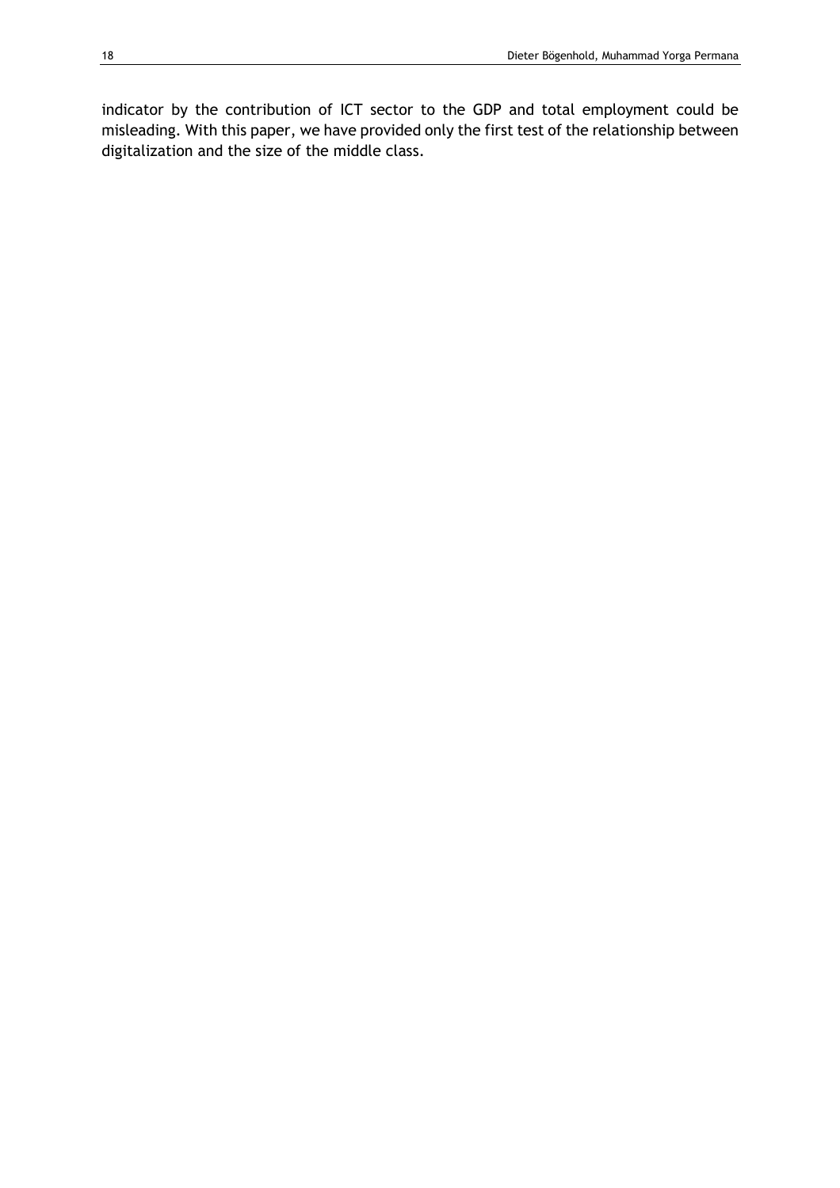indicator by the contribution of ICT sector to the GDP and total employment could be misleading. With this paper, we have provided only the first test of the relationship between digitalization and the size of the middle class.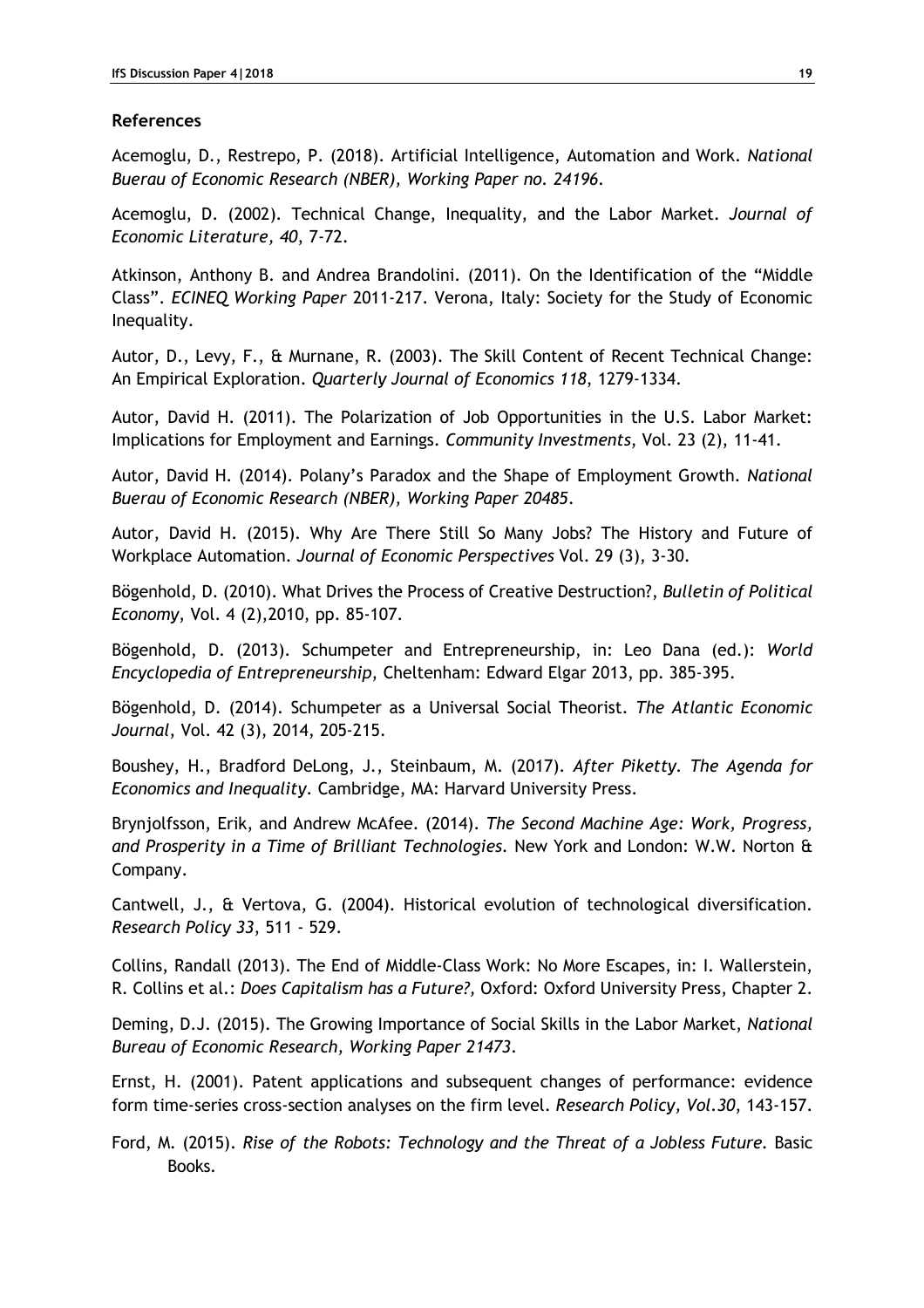**References**

Acemoglu, D., Restrepo, P. (2018). Artificial Intelligence, Automation and Work. *National Buerau of Economic Research (NBER), Working Paper no. 24196*.

Acemoglu, D. (2002). Technical Change, Inequality, and the Labor Market. *Journal of Economic Literature, 40*, 7-72.

Atkinson, Anthony B. and Andrea Brandolini. (2011). On the Identification of the "Middle Class". *ECINEQ Working Paper* 2011-217. Verona, Italy: Society for the Study of Economic Inequality.

Autor, D., Levy, F., & Murnane, R. (2003). The Skill Content of Recent Technical Change: An Empirical Exploration. *Quarterly Journal of Economics 118*, 1279-1334.

Autor, David H. (2011). The Polarization of Job Opportunities in the U.S. Labor Market: Implications for Employment and Earnings. *Community Investments*, Vol. 23 (2), 11-41.

Autor, David H. (2014). Polany's Paradox and the Shape of Employment Growth. *National Buerau of Economic Research (NBER), Working Paper 20485*.

Autor, David H. (2015). Why Are There Still So Many Jobs? The History and Future of Workplace Automation. *Journal of Economic Perspectives* Vol. 29 (3), 3-30.

Bögenhold, D. (2010). What Drives the Process of Creative Destruction?, *Bulletin of Political Economy*, Vol. 4 (2),2010, pp. 85-107.

Bögenhold, D. (2013). Schumpeter and Entrepreneurship, in: Leo Dana (ed.): *World Encyclopedia of Entrepreneurship*, Cheltenham: Edward Elgar 2013, pp. 385-395.

Bögenhold, D. (2014). Schumpeter as a Universal Social Theorist. *The Atlantic Economic Journal,* Vol. 42 (3), 2014, 205-215.

Boushey, H., Bradford DeLong, J., Steinbaum, M. (2017). *After Piketty. The Agenda for Economics and Inequality*. Cambridge, MA: Harvard University Press.

Brynjolfsson, Erik, and Andrew McAfee. (2014). *The Second Machine Age: Work, Progress, and Prosperity in a Time of Brilliant Technologies.* New York and London: W.W. Norton & Company.

Cantwell, J., & Vertova, G. (2004). Historical evolution of technological diversification. *Research Policy 33,* 511 - 529.

Collins, Randall (2013). The End of Middle-Class Work: No More Escapes, in: I. Wallerstein, R. Collins et al.: *Does Capitalism has a Future?,* Oxford: Oxford University Press, Chapter 2.

Deming, D.J. (2015). The Growing Importance of Social Skills in the Labor Market, *National Bureau of Economic Research, Working Paper 21473*.

Ernst, H. (2001). Patent applications and subsequent changes of performance: evidence form time-series cross-section analyses on the firm level. *Research Policy, Vol.30*, 143-157.

Ford, M. (2015). *Rise of the Robots: Technology and the Threat of a Jobless Future*. Basic Books.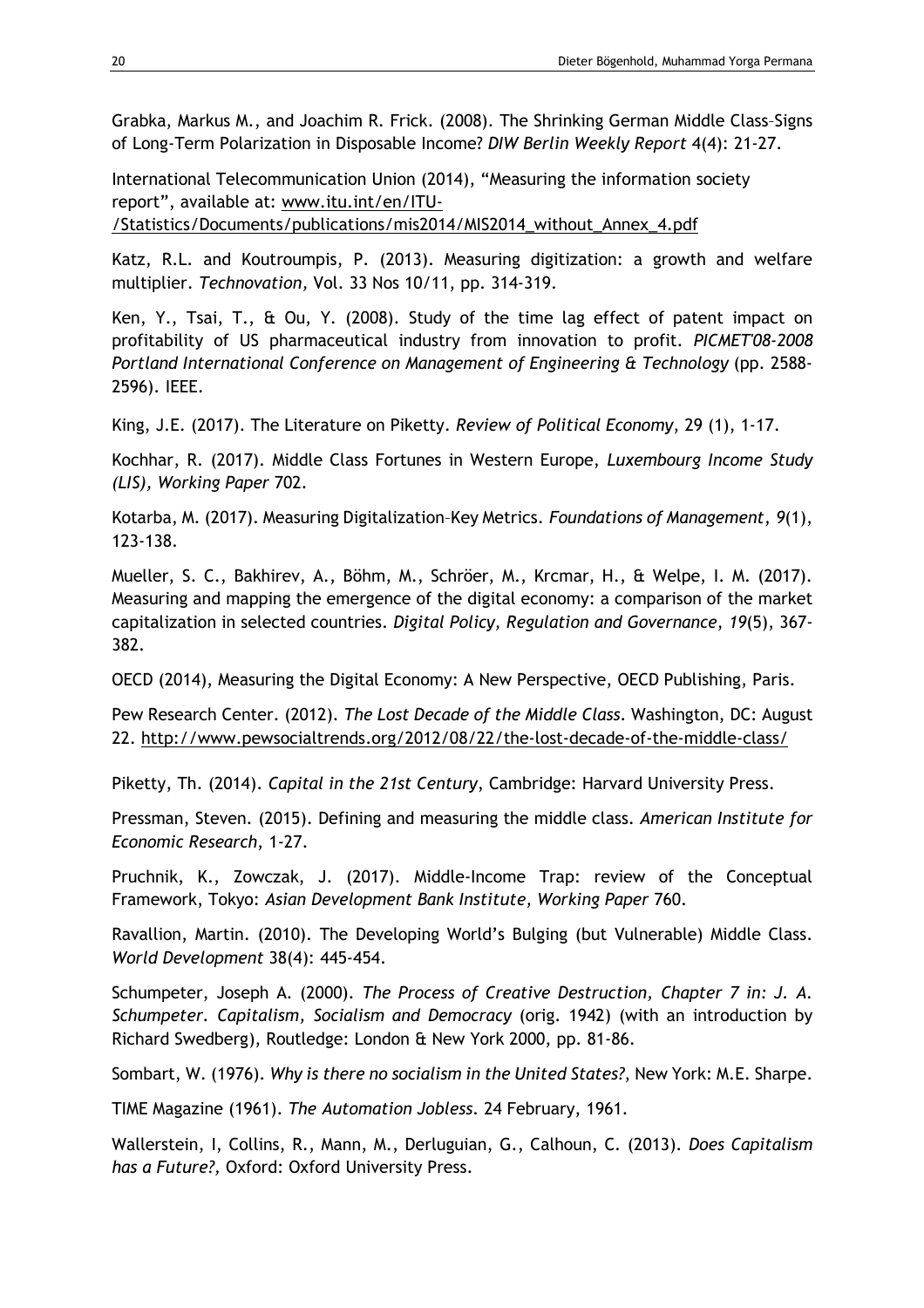Grabka, Markus M., and Joachim R. Frick. (2008). The Shrinking German Middle Class–Signs of Long-Term Polarization in Disposable Income? *DIW Berlin Weekly Report* 4(4): 21-27.

International Telecommunication Union (2014), "Measuring the information society report", available at: www.itu.int/en/ITU-/Statistics/Documents/publications/mis2014/MIS2014_without_Annex_4.pdf

Katz, R.L. and Koutroumpis, P. (2013). Measuring digitization: a growth and welfare multiplier. *Technovation,* Vol. 33 Nos 10/11, pp. 314-319.

Ken, Y., Tsai, T., & Ou, Y. (2008). Study of the time lag effect of patent impact on profitability of US pharmaceutical industry from innovation to profit. *PICMET'08-2008 Portland International Conference on Management of Engineering & Technology* (pp. 2588-2596). IEEE.

King, J.E. (2017). The Literature on Piketty. *Review of Political Economy*, 29 (1), 1-17.

Kochhar, R. (2017). Middle Class Fortunes in Western Europe, *Luxembourg Income Study (LIS), Working Paper* 702.

Kotarba, M. (2017). Measuring Digitalization–Key Metrics. *Foundations of Management*, *9*(1), 123-138.

Mueller, S. C., Bakhirev, A., Böhm, M., Schröer, M., Krcmar, H., & Welpe, I. M. (2017). Measuring and mapping the emergence of the digital economy: a comparison of the market capitalization in selected countries. *Digital Policy, Regulation and Governance*, *19*(5), 367-382.

OECD (2014), Measuring the Digital Economy: A New Perspective, OECD Publishing, Paris.

Pew Research Center. (2012). *The Lost Decade of the Middle Class*. Washington, DC: August 22. http://www.pewsocialtrends.org/2012/08/22/the-lost-decade-of-the-middle-class/

Piketty, Th. (2014). *Capital in the 21st Century*, Cambridge: Harvard University Press.

Pressman, Steven. (2015). Defining and measuring the middle class. *American Institute for Economic Research*, 1-27.

Pruchnik, K., Zowczak, J. (2017). Middle-Income Trap: review of the Conceptual Framework, Tokyo: *Asian Development Bank Institute, Working Paper* 760.

Ravallion, Martin. (2010). The Developing World's Bulging (but Vulnerable) Middle Class. *World Development* 38(4): 445-454.

Schumpeter, Joseph A. (2000). *The Process of Creative Destruction, Chapter 7 in: J. A. Schumpeter. Capitalism, Socialism and Democracy* (orig. 1942) (with an introduction by Richard Swedberg), Routledge: London & New York 2000, pp. 81-86.

Sombart, W. (1976). *Why is there no socialism in the United States?*, New York: M.E. Sharpe.

TIME Magazine (1961). *The Automation Jobless*. 24 February, 1961.

Wallerstein, I, Collins, R., Mann, M., Derluguian, G., Calhoun, C. (2013). *Does Capitalism has a Future?,* Oxford: Oxford University Press.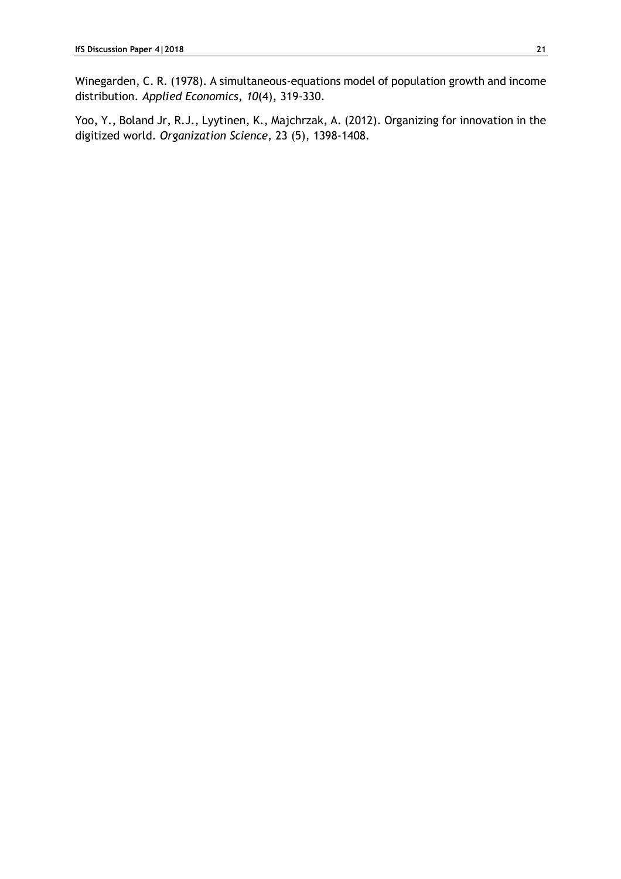Winegarden, C. R. (1978). A simultaneous-equations model of population growth and income distribution. *Applied Economics*, *10*(4), 319-330.

Yoo, Y., Boland Jr, R.J., Lyytinen, K., Majchrzak, A. (2012). Organizing for innovation in the digitized world. *Organization Science*, 23 (5), 1398-1408.